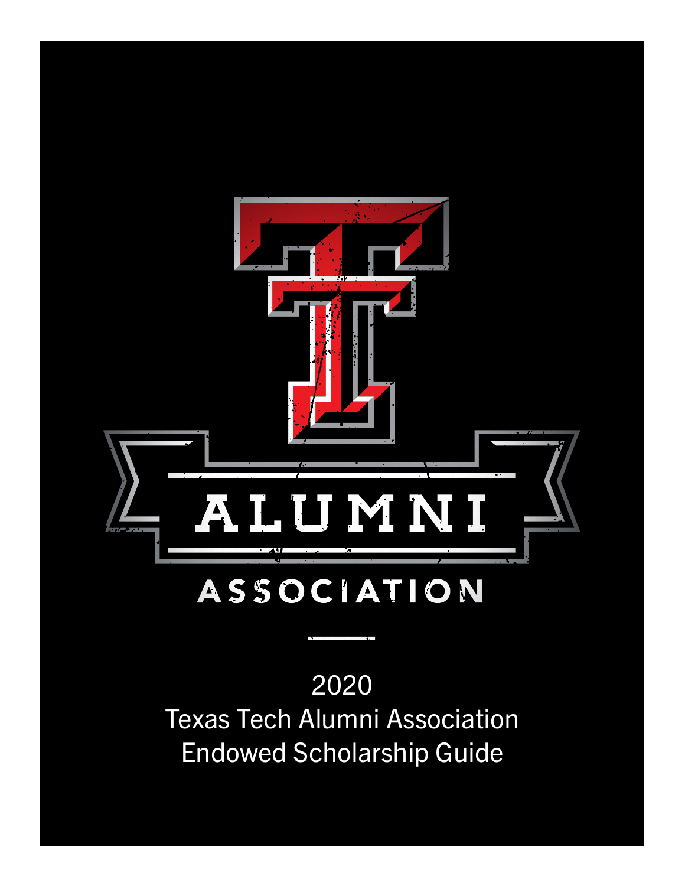ALUMNI

ASSOCIATION

2020

Texas Tech Alumni Association

Endowed Scholarship Guide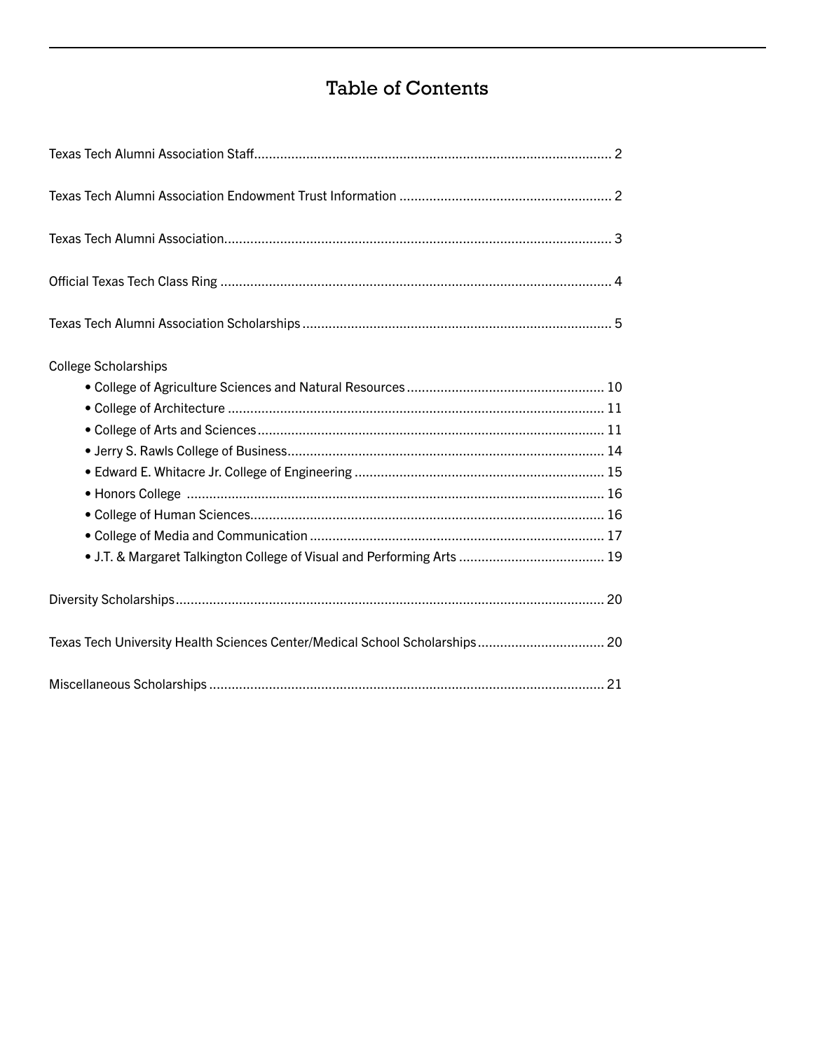# Table of Contents

Texas Tech Alumni Association Staff ........ 2

Texas Tech Alumni Association Endowment Trust Information ........ 2

Texas Tech Alumni Association ........ 3

Official Texas Tech Class Ring ........ 4

Texas Tech Alumni Association Scholarships ........ 5

College Scholarships

- College of Agriculture Sciences and Natural Resources ........ 10
- College of Architecture ........ 11
- College of Arts and Sciences ........ 11
- Jerry S. Rawls College of Business ........ 14
- Edward E. Whitacre Jr. College of Engineering ........ 15
- Honors College ........ 16
- College of Human Sciences ........ 16
- College of Media and Communication ........ 17
- J.T. & Margaret Talkington College of Visual and Performing Arts ........ 19

Diversity Scholarships ........ 20

Texas Tech University Health Sciences Center/Medical School Scholarships ........ 20

Miscellaneous Scholarships ........ 21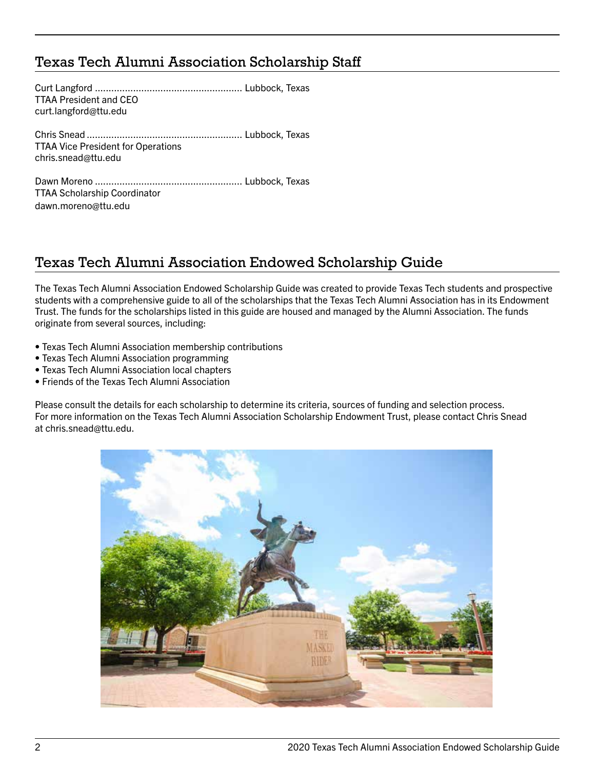## Texas Tech Alumni Association Scholarship Staff

Curt Langford ...................................................... Lubbock, Texas
TTAA President and CEO
curt.langford@ttu.edu

Chris Snead ......................................................... Lubbock, Texas
TTAA Vice President for Operations
chris.snead@ttu.edu

Dawn Moreno ...................................................... Lubbock, Texas
TTAA Scholarship Coordinator
dawn.moreno@ttu.edu

## Texas Tech Alumni Association Endowed Scholarship Guide

The Texas Tech Alumni Association Endowed Scholarship Guide was created to provide Texas Tech students and prospective students with a comprehensive guide to all of the scholarships that the Texas Tech Alumni Association has in its Endowment Trust. The funds for the scholarships listed in this guide are housed and managed by the Alumni Association. The funds originate from several sources, including:

- Texas Tech Alumni Association membership contributions
- Texas Tech Alumni Association programming
- Texas Tech Alumni Association local chapters
- Friends of the Texas Tech Alumni Association

Please consult the details for each scholarship to determine its criteria, sources of funding and selection process. For more information on the Texas Tech Alumni Association Scholarship Endowment Trust, please contact Chris Snead at chris.snead@ttu.edu.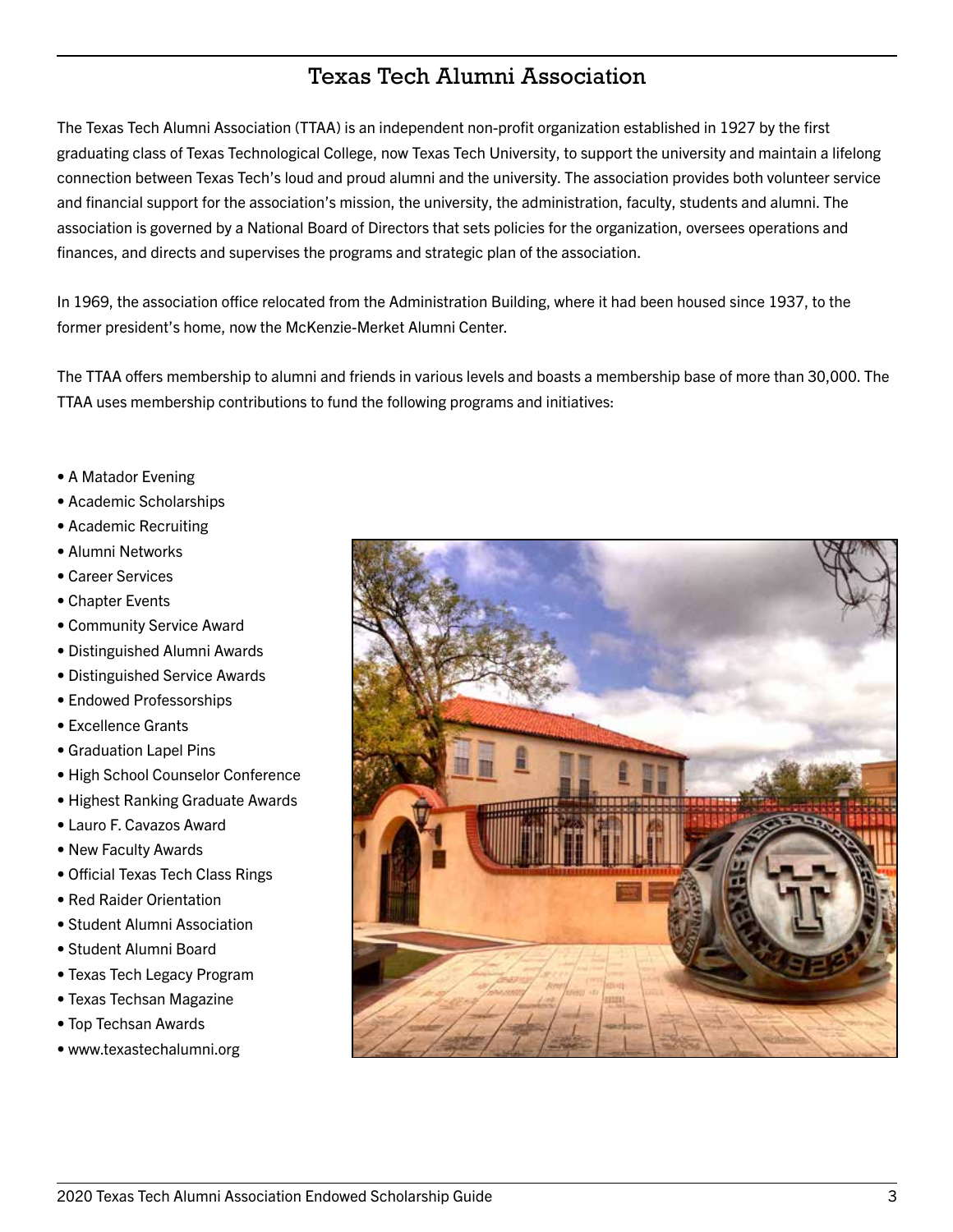# Texas Tech Alumni Association

The Texas Tech Alumni Association (TTAA) is an independent non-profit organization established in 1927 by the first graduating class of Texas Technological College, now Texas Tech University, to support the university and maintain a lifelong connection between Texas Tech's loud and proud alumni and the university. The association provides both volunteer service and financial support for the association's mission, the university, the administration, faculty, students and alumni. The association is governed by a National Board of Directors that sets policies for the organization, oversees operations and finances, and directs and supervises the programs and strategic plan of the association.

In 1969, the association office relocated from the Administration Building, where it had been housed since 1937, to the former president's home, now the McKenzie-Merket Alumni Center.

The TTAA offers membership to alumni and friends in various levels and boasts a membership base of more than 30,000. The TTAA uses membership contributions to fund the following programs and initiatives:

- A Matador Evening
- Academic Scholarships
- Academic Recruiting
- Alumni Networks
- Career Services
- Chapter Events
- Community Service Award
- Distinguished Alumni Awards
- Distinguished Service Awards
- Endowed Professorships
- Excellence Grants
- Graduation Lapel Pins
- High School Counselor Conference
- Highest Ranking Graduate Awards
- Lauro F. Cavazos Award
- New Faculty Awards
- Official Texas Tech Class Rings
- Red Raider Orientation
- Student Alumni Association
- Student Alumni Board
- Texas Tech Legacy Program
- Texas Techsan Magazine
- Top Techsan Awards
- www.texastechalumni.org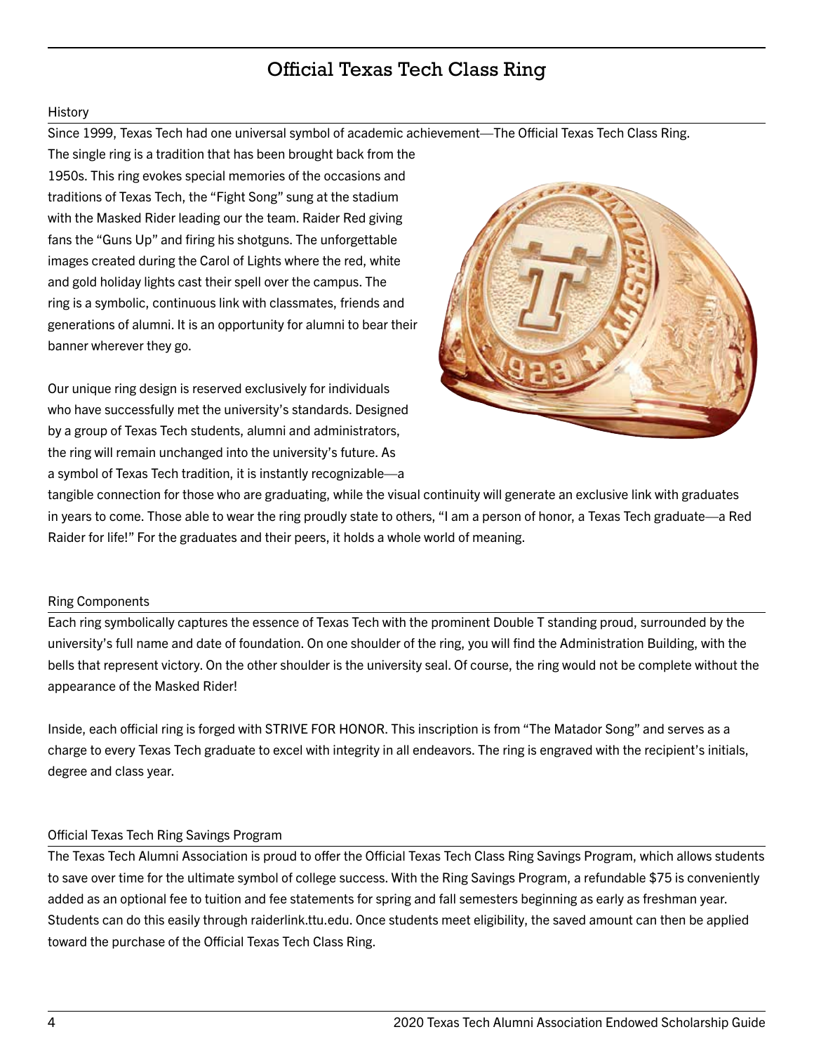# Official Texas Tech Class Ring

## History

Since 1999, Texas Tech had one universal symbol of academic achievement—The Official Texas Tech Class Ring. The single ring is a tradition that has been brought back from the 1950s. This ring evokes special memories of the occasions and traditions of Texas Tech, the "Fight Song" sung at the stadium with the Masked Rider leading our the team. Raider Red giving fans the "Guns Up" and firing his shotguns. The unforgettable images created during the Carol of Lights where the red, white and gold holiday lights cast their spell over the campus. The ring is a symbolic, continuous link with classmates, friends and generations of alumni. It is an opportunity for alumni to bear their banner wherever they go.

Our unique ring design is reserved exclusively for individuals who have successfully met the university's standards. Designed by a group of Texas Tech students, alumni and administrators, the ring will remain unchanged into the university's future. As a symbol of Texas Tech tradition, it is instantly recognizable—a tangible connection for those who are graduating, while the visual continuity will generate an exclusive link with graduates in years to come. Those able to wear the ring proudly state to others, "I am a person of honor, a Texas Tech graduate—a Red Raider for life!" For the graduates and their peers, it holds a whole world of meaning.

## Ring Components

Each ring symbolically captures the essence of Texas Tech with the prominent Double T standing proud, surrounded by the university's full name and date of foundation. On one shoulder of the ring, you will find the Administration Building, with the bells that represent victory. On the other shoulder is the university seal. Of course, the ring would not be complete without the appearance of the Masked Rider!

Inside, each official ring is forged with STRIVE FOR HONOR. This inscription is from "The Matador Song" and serves as a charge to every Texas Tech graduate to excel with integrity in all endeavors. The ring is engraved with the recipient's initials, degree and class year.

## Official Texas Tech Ring Savings Program

The Texas Tech Alumni Association is proud to offer the Official Texas Tech Class Ring Savings Program, which allows students to save over time for the ultimate symbol of college success. With the Ring Savings Program, a refundable $75 is conveniently added as an optional fee to tuition and fee statements for spring and fall semesters beginning as early as freshman year. Students can do this easily through raiderlink.ttu.edu. Once students meet eligibility, the saved amount can then be applied toward the purchase of the Official Texas Tech Class Ring.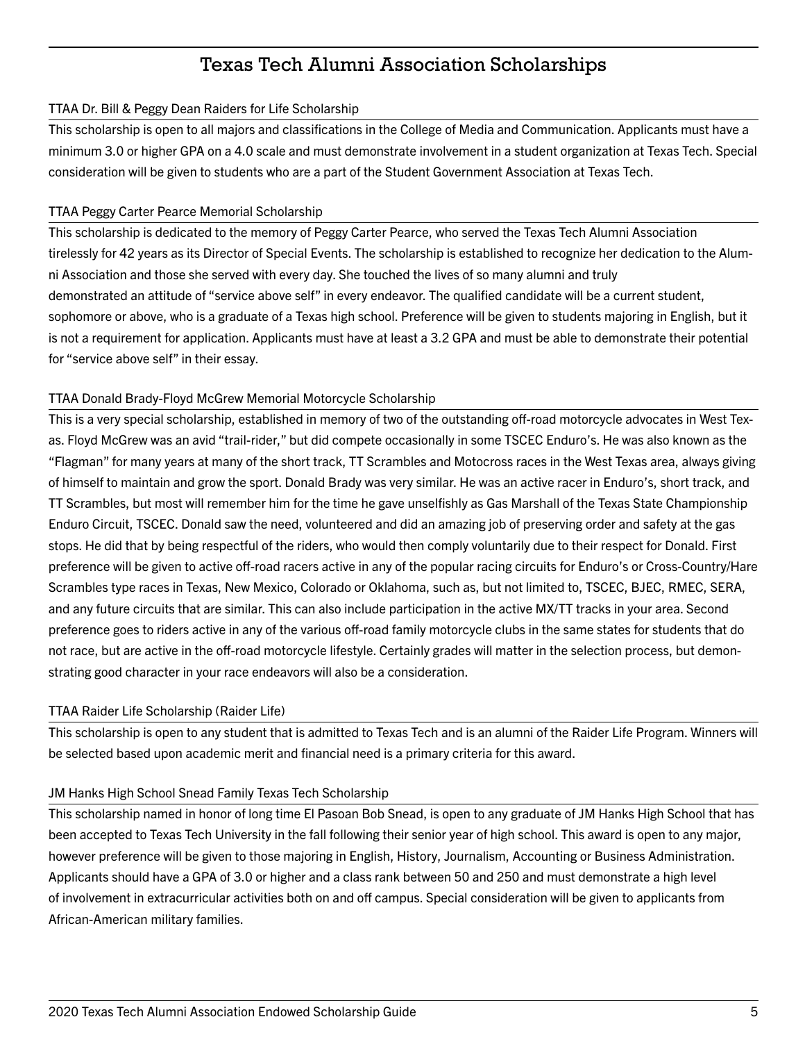# Texas Tech Alumni Association Scholarships

### TTAA Dr. Bill & Peggy Dean Raiders for Life Scholarship

This scholarship is open to all majors and classifications in the College of Media and Communication. Applicants must have a minimum 3.0 or higher GPA on a 4.0 scale and must demonstrate involvement in a student organization at Texas Tech. Special consideration will be given to students who are a part of the Student Government Association at Texas Tech.

### TTAA Peggy Carter Pearce Memorial Scholarship

This scholarship is dedicated to the memory of Peggy Carter Pearce, who served the Texas Tech Alumni Association tirelessly for 42 years as its Director of Special Events. The scholarship is established to recognize her dedication to the Alumni Association and those she served with every day. She touched the lives of so many alumni and truly demonstrated an attitude of "service above self" in every endeavor. The qualified candidate will be a current student, sophomore or above, who is a graduate of a Texas high school. Preference will be given to students majoring in English, but it is not a requirement for application. Applicants must have at least a 3.2 GPA and must be able to demonstrate their potential for "service above self" in their essay.

### TTAA Donald Brady-Floyd McGrew Memorial Motorcycle Scholarship

This is a very special scholarship, established in memory of two of the outstanding off-road motorcycle advocates in West Texas. Floyd McGrew was an avid "trail-rider," but did compete occasionally in some TSCEC Enduro's. He was also known as the "Flagman" for many years at many of the short track, TT Scrambles and Motocross races in the West Texas area, always giving of himself to maintain and grow the sport. Donald Brady was very similar. He was an active racer in Enduro's, short track, and TT Scrambles, but most will remember him for the time he gave unselfishly as Gas Marshall of the Texas State Championship Enduro Circuit, TSCEC. Donald saw the need, volunteered and did an amazing job of preserving order and safety at the gas stops. He did that by being respectful of the riders, who would then comply voluntarily due to their respect for Donald. First preference will be given to active off-road racers active in any of the popular racing circuits for Enduro's or Cross-Country/Hare Scrambles type races in Texas, New Mexico, Colorado or Oklahoma, such as, but not limited to, TSCEC, BJEC, RMEC, SERA, and any future circuits that are similar. This can also include participation in the active MX/TT tracks in your area. Second preference goes to riders active in any of the various off-road family motorcycle clubs in the same states for students that do not race, but are active in the off-road motorcycle lifestyle. Certainly grades will matter in the selection process, but demonstrating good character in your race endeavors will also be a consideration.

### TTAA Raider Life Scholarship (Raider Life)

This scholarship is open to any student that is admitted to Texas Tech and is an alumni of the Raider Life Program. Winners will be selected based upon academic merit and financial need is a primary criteria for this award.

### JM Hanks High School Snead Family Texas Tech Scholarship

This scholarship named in honor of long time El Pasoan Bob Snead, is open to any graduate of JM Hanks High School that has been accepted to Texas Tech University in the fall following their senior year of high school. This award is open to any major, however preference will be given to those majoring in English, History, Journalism, Accounting or Business Administration. Applicants should have a GPA of 3.0 or higher and a class rank between 50 and 250 and must demonstrate a high level of involvement in extracurricular activities both on and off campus. Special consideration will be given to applicants from African-American military families.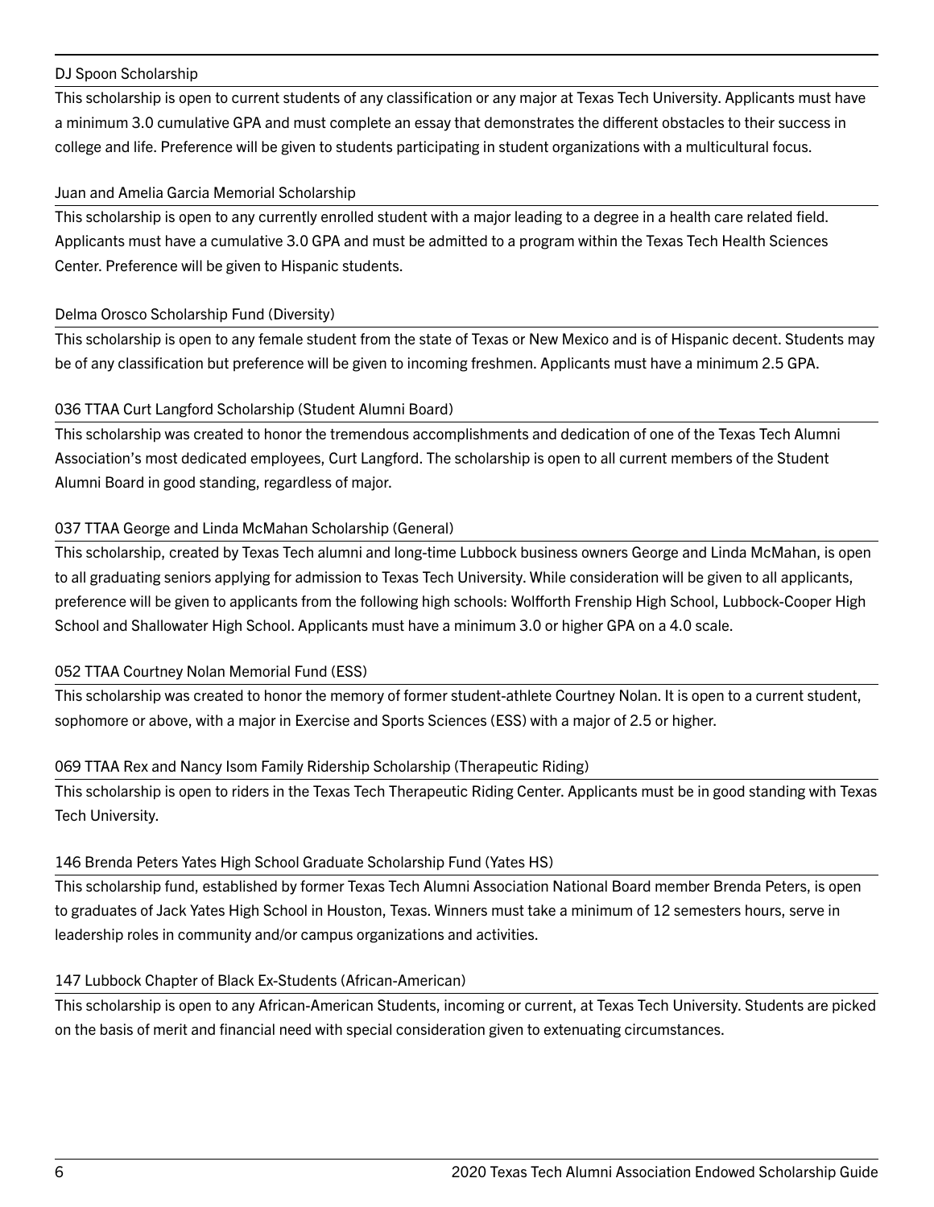### DJ Spoon Scholarship

This scholarship is open to current students of any classification or any major at Texas Tech University. Applicants must have a minimum 3.0 cumulative GPA and must complete an essay that demonstrates the different obstacles to their success in college and life. Preference will be given to students participating in student organizations with a multicultural focus.

### Juan and Amelia Garcia Memorial Scholarship

This scholarship is open to any currently enrolled student with a major leading to a degree in a health care related field. Applicants must have a cumulative 3.0 GPA and must be admitted to a program within the Texas Tech Health Sciences Center. Preference will be given to Hispanic students.

### Delma Orosco Scholarship Fund (Diversity)

This scholarship is open to any female student from the state of Texas or New Mexico and is of Hispanic decent. Students may be of any classification but preference will be given to incoming freshmen. Applicants must have a minimum 2.5 GPA.

### 036 TTAA Curt Langford Scholarship (Student Alumni Board)

This scholarship was created to honor the tremendous accomplishments and dedication of one of the Texas Tech Alumni Association's most dedicated employees, Curt Langford. The scholarship is open to all current members of the Student Alumni Board in good standing, regardless of major.

### 037 TTAA George and Linda McMahan Scholarship (General)

This scholarship, created by Texas Tech alumni and long-time Lubbock business owners George and Linda McMahan, is open to all graduating seniors applying for admission to Texas Tech University. While consideration will be given to all applicants, preference will be given to applicants from the following high schools: Wolfforth Frenship High School, Lubbock-Cooper High School and Shallowater High School. Applicants must have a minimum 3.0 or higher GPA on a 4.0 scale.

### 052 TTAA Courtney Nolan Memorial Fund (ESS)

This scholarship was created to honor the memory of former student-athlete Courtney Nolan. It is open to a current student, sophomore or above, with a major in Exercise and Sports Sciences (ESS) with a major of 2.5 or higher.

### 069 TTAA Rex and Nancy Isom Family Ridership Scholarship (Therapeutic Riding)

This scholarship is open to riders in the Texas Tech Therapeutic Riding Center. Applicants must be in good standing with Texas Tech University.

### 146 Brenda Peters Yates High School Graduate Scholarship Fund (Yates HS)

This scholarship fund, established by former Texas Tech Alumni Association National Board member Brenda Peters, is open to graduates of Jack Yates High School in Houston, Texas. Winners must take a minimum of 12 semesters hours, serve in leadership roles in community and/or campus organizations and activities.

### 147 Lubbock Chapter of Black Ex-Students (African-American)

This scholarship is open to any African-American Students, incoming or current, at Texas Tech University. Students are picked on the basis of merit and financial need with special consideration given to extenuating circumstances.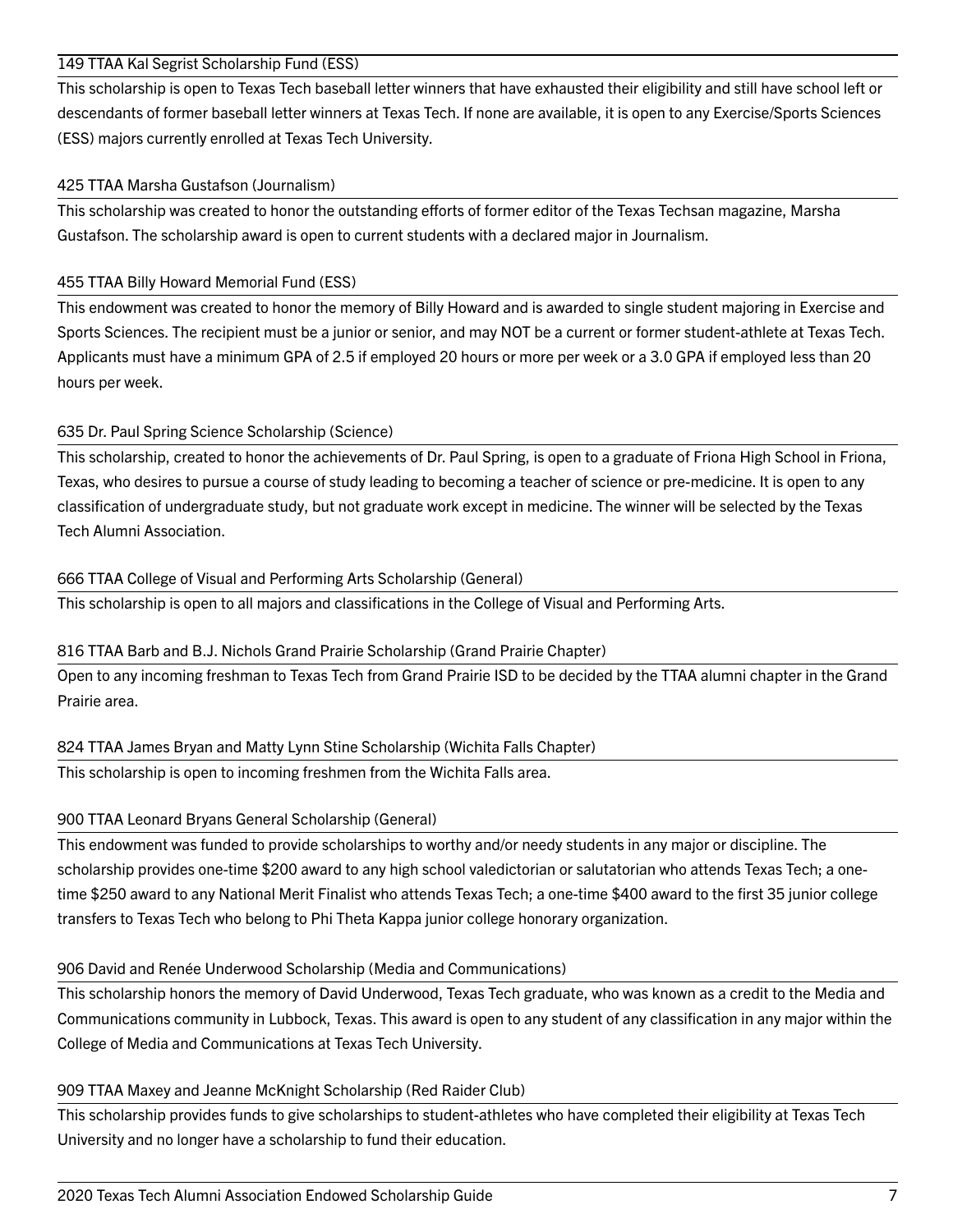### 149 TTAA Kal Segrist Scholarship Fund (ESS)

This scholarship is open to Texas Tech baseball letter winners that have exhausted their eligibility and still have school left or descendants of former baseball letter winners at Texas Tech. If none are available, it is open to any Exercise/Sports Sciences (ESS) majors currently enrolled at Texas Tech University.

### 425 TTAA Marsha Gustafson (Journalism)

This scholarship was created to honor the outstanding efforts of former editor of the Texas Techsan magazine, Marsha Gustafson. The scholarship award is open to current students with a declared major in Journalism.

### 455 TTAA Billy Howard Memorial Fund (ESS)

This endowment was created to honor the memory of Billy Howard and is awarded to single student majoring in Exercise and Sports Sciences. The recipient must be a junior or senior, and may NOT be a current or former student-athlete at Texas Tech. Applicants must have a minimum GPA of 2.5 if employed 20 hours or more per week or a 3.0 GPA if employed less than 20 hours per week.

### 635 Dr. Paul Spring Science Scholarship (Science)

This scholarship, created to honor the achievements of Dr. Paul Spring, is open to a graduate of Friona High School in Friona, Texas, who desires to pursue a course of study leading to becoming a teacher of science or pre-medicine. It is open to any classification of undergraduate study, but not graduate work except in medicine. The winner will be selected by the Texas Tech Alumni Association.

### 666 TTAA College of Visual and Performing Arts Scholarship (General)

This scholarship is open to all majors and classifications in the College of Visual and Performing Arts.

### 816 TTAA Barb and B.J. Nichols Grand Prairie Scholarship (Grand Prairie Chapter)

Open to any incoming freshman to Texas Tech from Grand Prairie ISD to be decided by the TTAA alumni chapter in the Grand Prairie area.

### 824 TTAA James Bryan and Matty Lynn Stine Scholarship (Wichita Falls Chapter)

This scholarship is open to incoming freshmen from the Wichita Falls area.

### 900 TTAA Leonard Bryans General Scholarship (General)

This endowment was funded to provide scholarships to worthy and/or needy students in any major or discipline. The scholarship provides one-time $200 award to any high school valedictorian or salutatorian who attends Texas Tech; a one-time $250 award to any National Merit Finalist who attends Texas Tech; a one-time $400 award to the first 35 junior college transfers to Texas Tech who belong to Phi Theta Kappa junior college honorary organization.

### 906 David and Renée Underwood Scholarship (Media and Communications)

This scholarship honors the memory of David Underwood, Texas Tech graduate, who was known as a credit to the Media and Communications community in Lubbock, Texas. This award is open to any student of any classification in any major within the College of Media and Communications at Texas Tech University.

### 909 TTAA Maxey and Jeanne McKnight Scholarship (Red Raider Club)

This scholarship provides funds to give scholarships to student-athletes who have completed their eligibility at Texas Tech University and no longer have a scholarship to fund their education.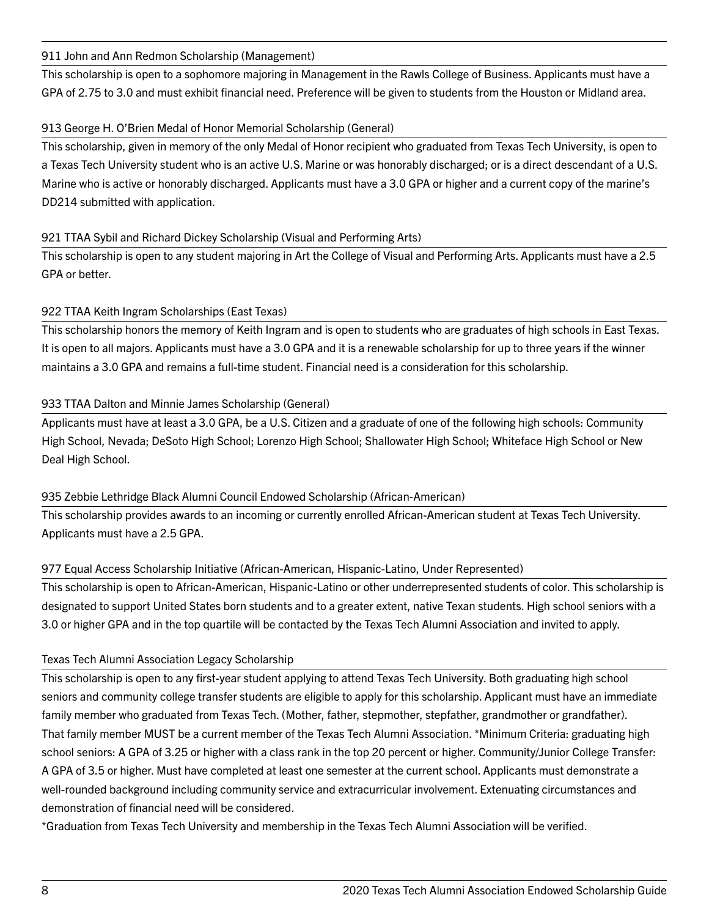### 911 John and Ann Redmon Scholarship (Management)

This scholarship is open to a sophomore majoring in Management in the Rawls College of Business. Applicants must have a GPA of 2.75 to 3.0 and must exhibit financial need. Preference will be given to students from the Houston or Midland area.

### 913 George H. O'Brien Medal of Honor Memorial Scholarship (General)

This scholarship, given in memory of the only Medal of Honor recipient who graduated from Texas Tech University, is open to a Texas Tech University student who is an active U.S. Marine or was honorably discharged; or is a direct descendant of a U.S. Marine who is active or honorably discharged. Applicants must have a 3.0 GPA or higher and a current copy of the marine's DD214 submitted with application.

### 921 TTAA Sybil and Richard Dickey Scholarship (Visual and Performing Arts)

This scholarship is open to any student majoring in Art the College of Visual and Performing Arts. Applicants must have a 2.5 GPA or better.

### 922 TTAA Keith Ingram Scholarships (East Texas)

This scholarship honors the memory of Keith Ingram and is open to students who are graduates of high schools in East Texas. It is open to all majors. Applicants must have a 3.0 GPA and it is a renewable scholarship for up to three years if the winner maintains a 3.0 GPA and remains a full-time student. Financial need is a consideration for this scholarship.

### 933 TTAA Dalton and Minnie James Scholarship (General)

Applicants must have at least a 3.0 GPA, be a U.S. Citizen and a graduate of one of the following high schools: Community High School, Nevada; DeSoto High School; Lorenzo High School; Shallowater High School; Whiteface High School or New Deal High School.

### 935 Zebbie Lethridge Black Alumni Council Endowed Scholarship (African-American)

This scholarship provides awards to an incoming or currently enrolled African-American student at Texas Tech University. Applicants must have a 2.5 GPA.

### 977 Equal Access Scholarship Initiative (African-American, Hispanic-Latino, Under Represented)

This scholarship is open to African-American, Hispanic-Latino or other underrepresented students of color. This scholarship is designated to support United States born students and to a greater extent, native Texan students. High school seniors with a 3.0 or higher GPA and in the top quartile will be contacted by the Texas Tech Alumni Association and invited to apply.

### Texas Tech Alumni Association Legacy Scholarship

This scholarship is open to any first-year student applying to attend Texas Tech University. Both graduating high school seniors and community college transfer students are eligible to apply for this scholarship. Applicant must have an immediate family member who graduated from Texas Tech. (Mother, father, stepmother, stepfather, grandmother or grandfather). That family member MUST be a current member of the Texas Tech Alumni Association. *Minimum Criteria: graduating high school seniors: A GPA of 3.25 or higher with a class rank in the top 20 percent or higher. Community/Junior College Transfer: A GPA of 3.5 or higher. Must have completed at least one semester at the current school. Applicants must demonstrate a well-rounded background including community service and extracurricular involvement. Extenuating circumstances and demonstration of financial need will be considered.

*Graduation from Texas Tech University and membership in the Texas Tech Alumni Association will be verified.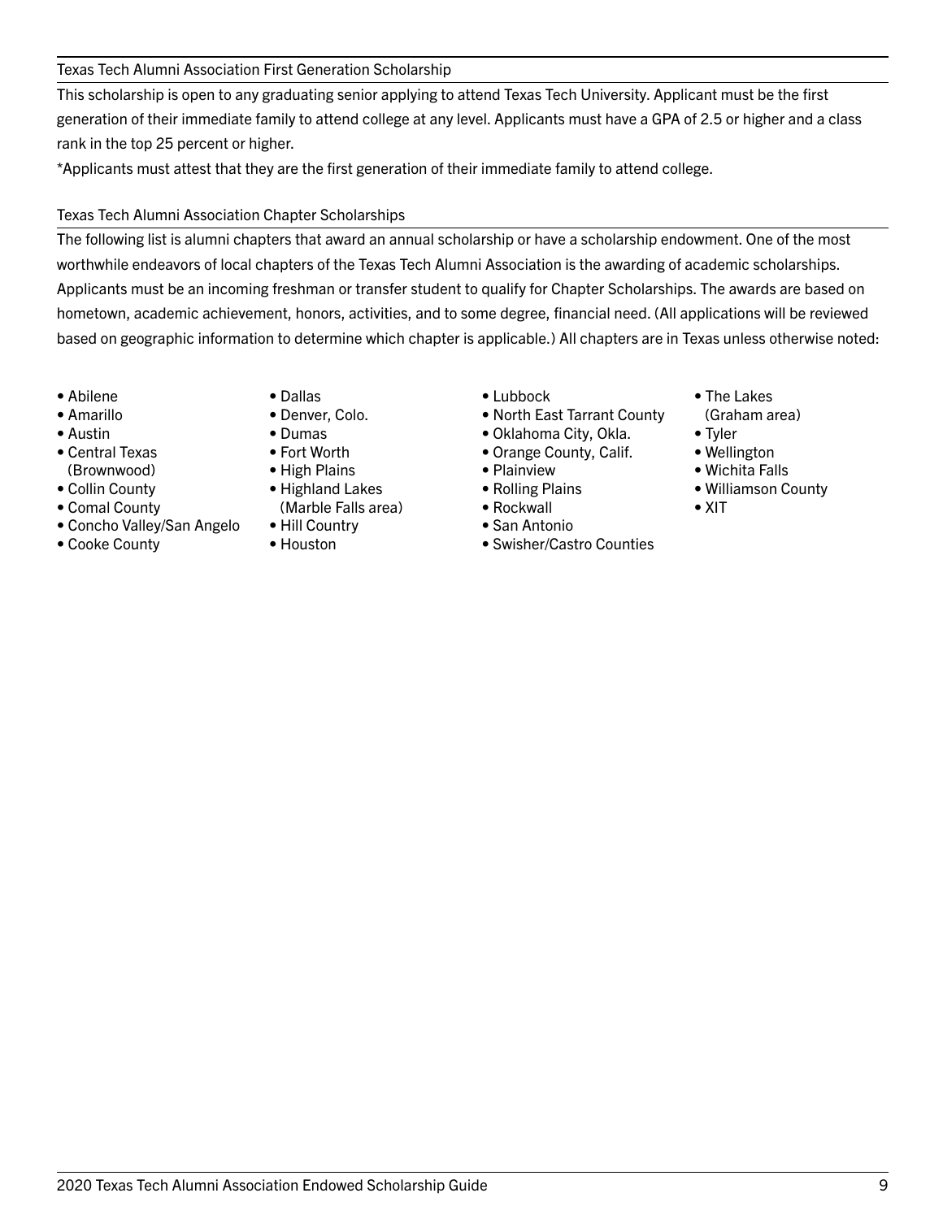### Texas Tech Alumni Association First Generation Scholarship

This scholarship is open to any graduating senior applying to attend Texas Tech University. Applicant must be the first generation of their immediate family to attend college at any level. Applicants must have a GPA of 2.5 or higher and a class rank in the top 25 percent or higher.

*Applicants must attest that they are the first generation of their immediate family to attend college.

### Texas Tech Alumni Association Chapter Scholarships

The following list is alumni chapters that award an annual scholarship or have a scholarship endowment. One of the most worthwhile endeavors of local chapters of the Texas Tech Alumni Association is the awarding of academic scholarships. Applicants must be an incoming freshman or transfer student to qualify for Chapter Scholarships. The awards are based on hometown, academic achievement, honors, activities, and to some degree, financial need. (All applications will be reviewed based on geographic information to determine which chapter is applicable.) All chapters are in Texas unless otherwise noted:

- Abilene
- Amarillo
- Austin
- Central Texas (Brownwood)
- Collin County
- Comal County
- Concho Valley/San Angelo
- Cooke County
- Dallas
- Denver, Colo.
- Dumas
- Fort Worth
- High Plains
- Highland Lakes (Marble Falls area)
- Hill Country
- Houston
- Lubbock
- North East Tarrant County
- Oklahoma City, Okla.
- Orange County, Calif.
- Plainview
- Rolling Plains
- Rockwall
- San Antonio
- Swisher/Castro Counties
- The Lakes (Graham area)
- Tyler
- Wellington
- Wichita Falls
- Williamson County
- XIT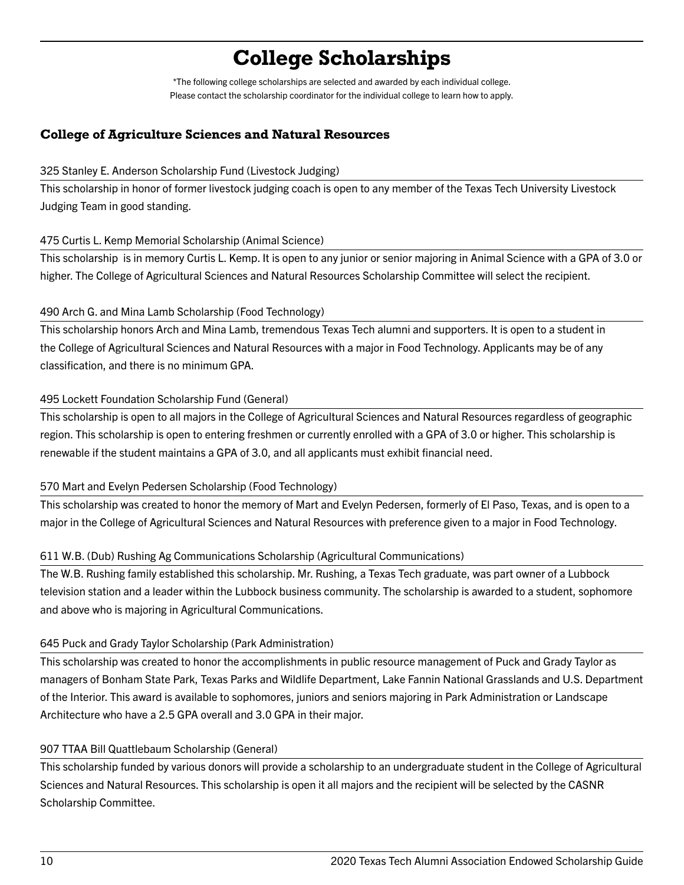# College Scholarships

\*The following college scholarships are selected and awarded by each individual college.
Please contact the scholarship coordinator for the individual college to learn how to apply.

## College of Agriculture Sciences and Natural Resources

325 Stanley E. Anderson Scholarship Fund (Livestock Judging)

This scholarship in honor of former livestock judging coach is open to any member of the Texas Tech University Livestock Judging Team in good standing.

475 Curtis L. Kemp Memorial Scholarship (Animal Science)

This scholarship is in memory Curtis L. Kemp. It is open to any junior or senior majoring in Animal Science with a GPA of 3.0 or higher. The College of Agricultural Sciences and Natural Resources Scholarship Committee will select the recipient.

490 Arch G. and Mina Lamb Scholarship (Food Technology)

This scholarship honors Arch and Mina Lamb, tremendous Texas Tech alumni and supporters. It is open to a student in the College of Agricultural Sciences and Natural Resources with a major in Food Technology. Applicants may be of any classification, and there is no minimum GPA.

495 Lockett Foundation Scholarship Fund (General)

This scholarship is open to all majors in the College of Agricultural Sciences and Natural Resources regardless of geographic region. This scholarship is open to entering freshmen or currently enrolled with a GPA of 3.0 or higher. This scholarship is renewable if the student maintains a GPA of 3.0, and all applicants must exhibit financial need.

570 Mart and Evelyn Pedersen Scholarship (Food Technology)

This scholarship was created to honor the memory of Mart and Evelyn Pedersen, formerly of El Paso, Texas, and is open to a major in the College of Agricultural Sciences and Natural Resources with preference given to a major in Food Technology.

611 W.B. (Dub) Rushing Ag Communications Scholarship (Agricultural Communications)

The W.B. Rushing family established this scholarship. Mr. Rushing, a Texas Tech graduate, was part owner of a Lubbock television station and a leader within the Lubbock business community. The scholarship is awarded to a student, sophomore and above who is majoring in Agricultural Communications.

645 Puck and Grady Taylor Scholarship (Park Administration)

This scholarship was created to honor the accomplishments in public resource management of Puck and Grady Taylor as managers of Bonham State Park, Texas Parks and Wildlife Department, Lake Fannin National Grasslands and U.S. Department of the Interior. This award is available to sophomores, juniors and seniors majoring in Park Administration or Landscape Architecture who have a 2.5 GPA overall and 3.0 GPA in their major.

907 TTAA Bill Quattlebaum Scholarship (General)

This scholarship funded by various donors will provide a scholarship to an undergraduate student in the College of Agricultural Sciences and Natural Resources. This scholarship is open it all majors and the recipient will be selected by the CASNR Scholarship Committee.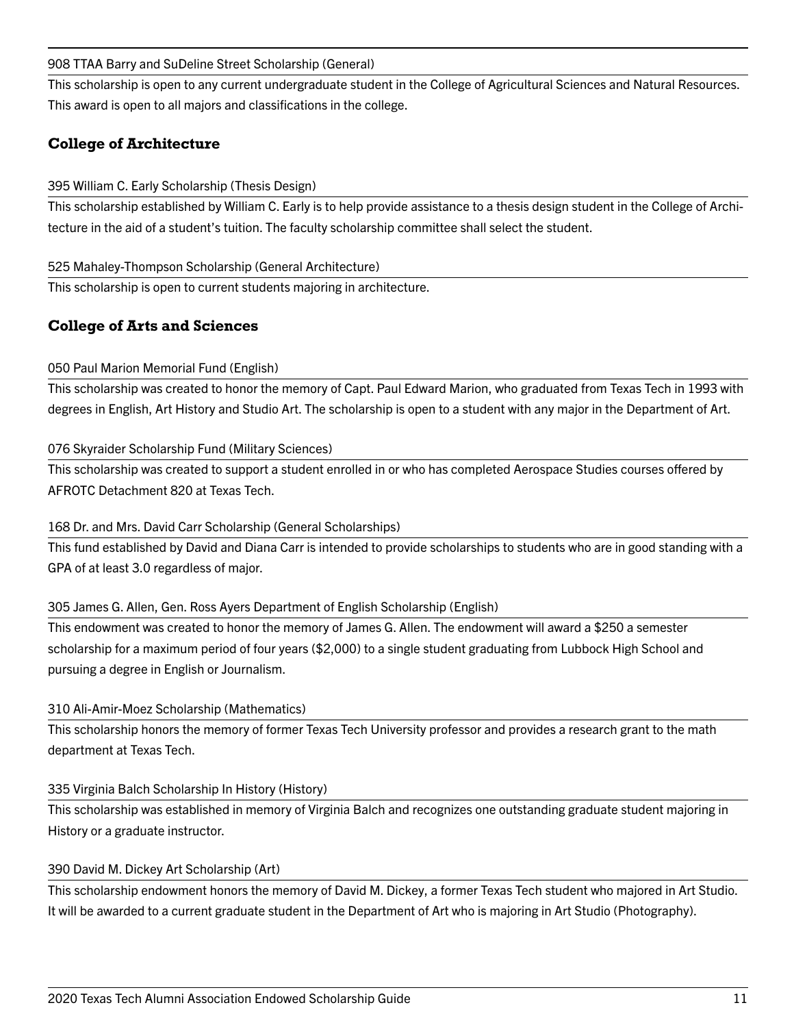908 TTAA Barry and SuDeline Street Scholarship (General)

This scholarship is open to any current undergraduate student in the College of Agricultural Sciences and Natural Resources. This award is open to all majors and classifications in the college.

## College of Architecture

395 William C. Early Scholarship (Thesis Design)

This scholarship established by William C. Early is to help provide assistance to a thesis design student in the College of Architecture in the aid of a student's tuition. The faculty scholarship committee shall select the student.

525 Mahaley-Thompson Scholarship (General Architecture)

This scholarship is open to current students majoring in architecture.

## College of Arts and Sciences

050 Paul Marion Memorial Fund (English)

This scholarship was created to honor the memory of Capt. Paul Edward Marion, who graduated from Texas Tech in 1993 with degrees in English, Art History and Studio Art. The scholarship is open to a student with any major in the Department of Art.

076 Skyraider Scholarship Fund (Military Sciences)

This scholarship was created to support a student enrolled in or who has completed Aerospace Studies courses offered by AFROTC Detachment 820 at Texas Tech.

168 Dr. and Mrs. David Carr Scholarship (General Scholarships)

This fund established by David and Diana Carr is intended to provide scholarships to students who are in good standing with a GPA of at least 3.0 regardless of major.

305 James G. Allen, Gen. Ross Ayers Department of English Scholarship (English)

This endowment was created to honor the memory of James G. Allen. The endowment will award a $250 a semester scholarship for a maximum period of four years ($2,000) to a single student graduating from Lubbock High School and pursuing a degree in English or Journalism.

310 Ali-Amir-Moez Scholarship (Mathematics)

This scholarship honors the memory of former Texas Tech University professor and provides a research grant to the math department at Texas Tech.

335 Virginia Balch Scholarship In History (History)

This scholarship was established in memory of Virginia Balch and recognizes one outstanding graduate student majoring in History or a graduate instructor.

390 David M. Dickey Art Scholarship (Art)

This scholarship endowment honors the memory of David M. Dickey, a former Texas Tech student who majored in Art Studio. It will be awarded to a current graduate student in the Department of Art who is majoring in Art Studio (Photography).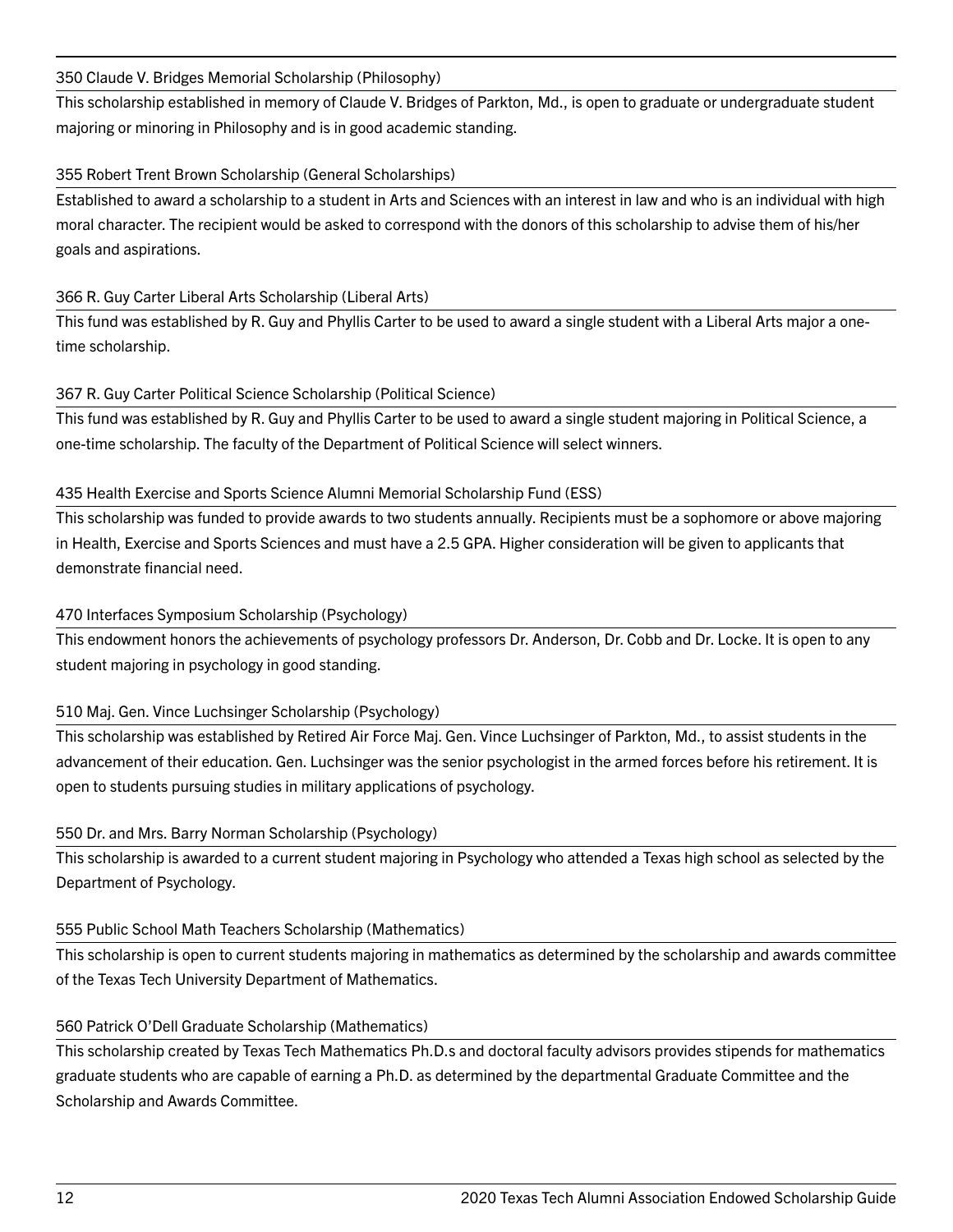### 350 Claude V. Bridges Memorial Scholarship (Philosophy)

This scholarship established in memory of Claude V. Bridges of Parkton, Md., is open to graduate or undergraduate student majoring or minoring in Philosophy and is in good academic standing.

### 355 Robert Trent Brown Scholarship (General Scholarships)

Established to award a scholarship to a student in Arts and Sciences with an interest in law and who is an individual with high moral character. The recipient would be asked to correspond with the donors of this scholarship to advise them of his/her goals and aspirations.

### 366 R. Guy Carter Liberal Arts Scholarship (Liberal Arts)

This fund was established by R. Guy and Phyllis Carter to be used to award a single student with a Liberal Arts major a one-time scholarship.

### 367 R. Guy Carter Political Science Scholarship (Political Science)

This fund was established by R. Guy and Phyllis Carter to be used to award a single student majoring in Political Science, a one-time scholarship. The faculty of the Department of Political Science will select winners.

### 435 Health Exercise and Sports Science Alumni Memorial Scholarship Fund (ESS)

This scholarship was funded to provide awards to two students annually. Recipients must be a sophomore or above majoring in Health, Exercise and Sports Sciences and must have a 2.5 GPA. Higher consideration will be given to applicants that demonstrate financial need.

### 470 Interfaces Symposium Scholarship (Psychology)

This endowment honors the achievements of psychology professors Dr. Anderson, Dr. Cobb and Dr. Locke. It is open to any student majoring in psychology in good standing.

### 510 Maj. Gen. Vince Luchsinger Scholarship (Psychology)

This scholarship was established by Retired Air Force Maj. Gen. Vince Luchsinger of Parkton, Md., to assist students in the advancement of their education. Gen. Luchsinger was the senior psychologist in the armed forces before his retirement. It is open to students pursuing studies in military applications of psychology.

### 550 Dr. and Mrs. Barry Norman Scholarship (Psychology)

This scholarship is awarded to a current student majoring in Psychology who attended a Texas high school as selected by the Department of Psychology.

### 555 Public School Math Teachers Scholarship (Mathematics)

This scholarship is open to current students majoring in mathematics as determined by the scholarship and awards committee of the Texas Tech University Department of Mathematics.

### 560 Patrick O'Dell Graduate Scholarship (Mathematics)

This scholarship created by Texas Tech Mathematics Ph.D.s and doctoral faculty advisors provides stipends for mathematics graduate students who are capable of earning a Ph.D. as determined by the departmental Graduate Committee and the Scholarship and Awards Committee.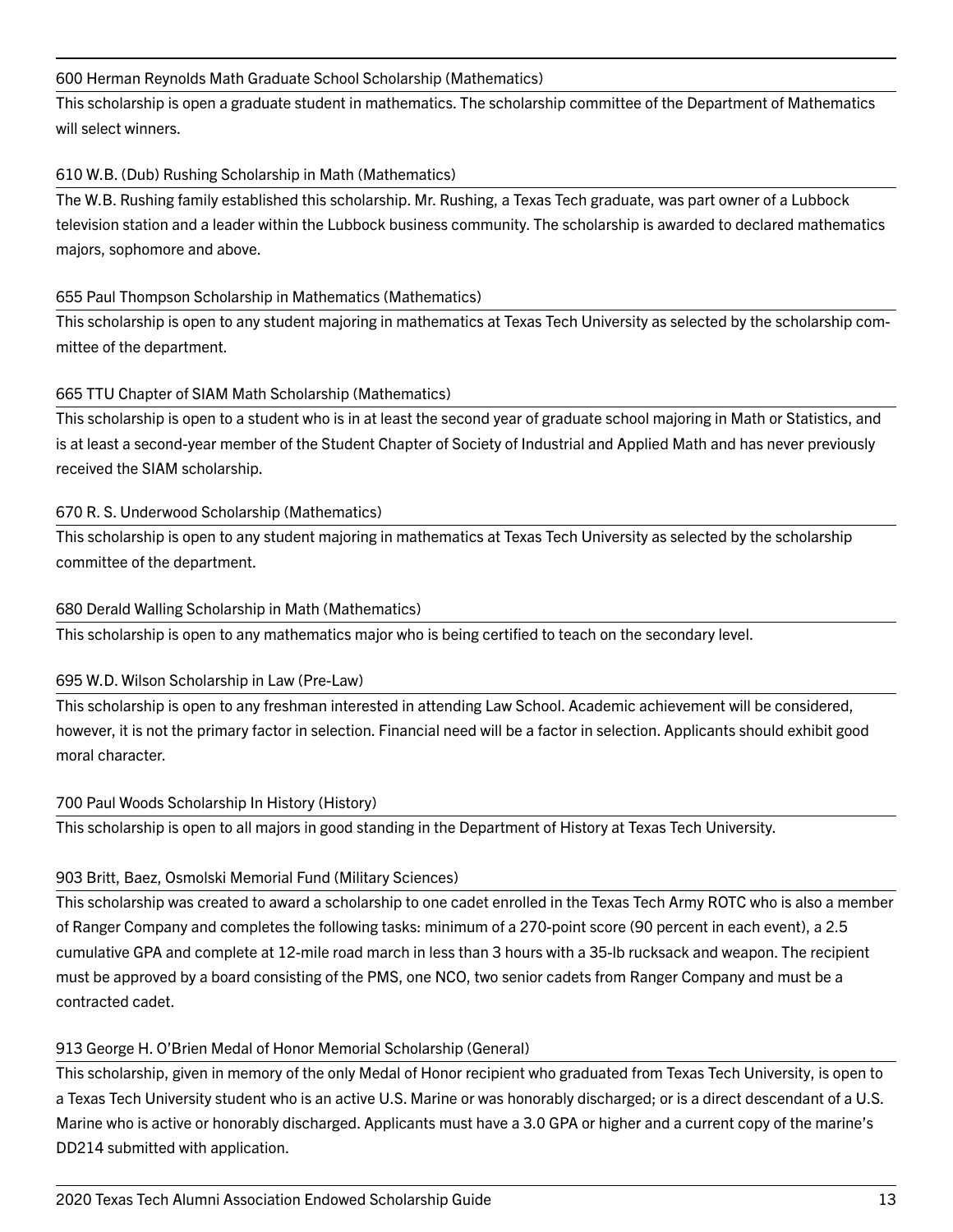### 600 Herman Reynolds Math Graduate School Scholarship (Mathematics)

This scholarship is open a graduate student in mathematics. The scholarship committee of the Department of Mathematics will select winners.

### 610 W.B. (Dub) Rushing Scholarship in Math (Mathematics)

The W.B. Rushing family established this scholarship. Mr. Rushing, a Texas Tech graduate, was part owner of a Lubbock television station and a leader within the Lubbock business community. The scholarship is awarded to declared mathematics majors, sophomore and above.

### 655 Paul Thompson Scholarship in Mathematics (Mathematics)

This scholarship is open to any student majoring in mathematics at Texas Tech University as selected by the scholarship committee of the department.

### 665 TTU Chapter of SIAM Math Scholarship (Mathematics)

This scholarship is open to a student who is in at least the second year of graduate school majoring in Math or Statistics, and is at least a second-year member of the Student Chapter of Society of Industrial and Applied Math and has never previously received the SIAM scholarship.

### 670 R. S. Underwood Scholarship (Mathematics)

This scholarship is open to any student majoring in mathematics at Texas Tech University as selected by the scholarship committee of the department.

### 680 Derald Walling Scholarship in Math (Mathematics)

This scholarship is open to any mathematics major who is being certified to teach on the secondary level.

### 695 W.D. Wilson Scholarship in Law (Pre-Law)

This scholarship is open to any freshman interested in attending Law School. Academic achievement will be considered, however, it is not the primary factor in selection. Financial need will be a factor in selection. Applicants should exhibit good moral character.

### 700 Paul Woods Scholarship In History (History)

This scholarship is open to all majors in good standing in the Department of History at Texas Tech University.

### 903 Britt, Baez, Osmolski Memorial Fund (Military Sciences)

This scholarship was created to award a scholarship to one cadet enrolled in the Texas Tech Army ROTC who is also a member of Ranger Company and completes the following tasks: minimum of a 270-point score (90 percent in each event), a 2.5 cumulative GPA and complete at 12-mile road march in less than 3 hours with a 35-lb rucksack and weapon. The recipient must be approved by a board consisting of the PMS, one NCO, two senior cadets from Ranger Company and must be a contracted cadet.

### 913 George H. O'Brien Medal of Honor Memorial Scholarship (General)

This scholarship, given in memory of the only Medal of Honor recipient who graduated from Texas Tech University, is open to a Texas Tech University student who is an active U.S. Marine or was honorably discharged; or is a direct descendant of a U.S. Marine who is active or honorably discharged. Applicants must have a 3.0 GPA or higher and a current copy of the marine's DD214 submitted with application.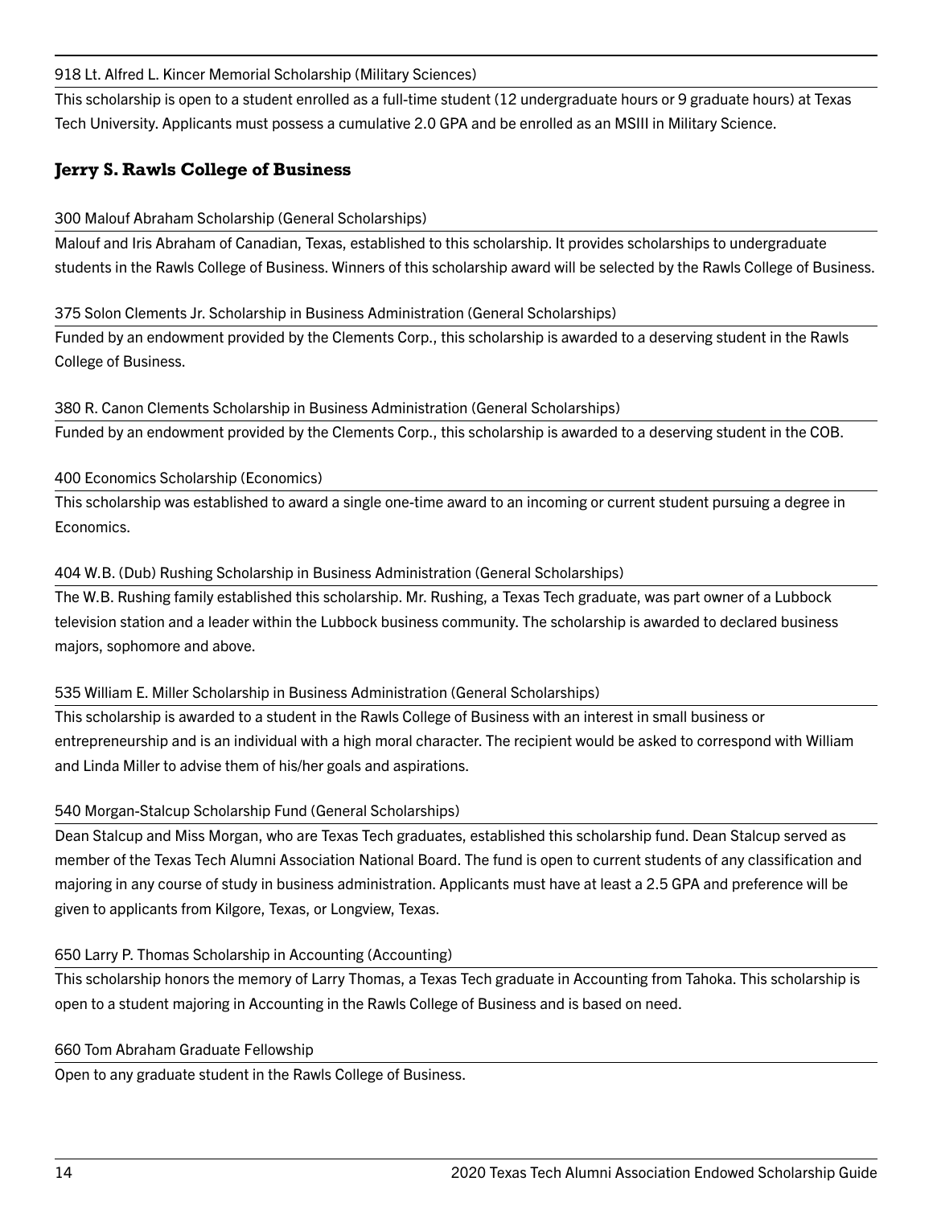918 Lt. Alfred L. Kincer Memorial Scholarship (Military Sciences)

This scholarship is open to a student enrolled as a full-time student (12 undergraduate hours or 9 graduate hours) at Texas Tech University. Applicants must possess a cumulative 2.0 GPA and be enrolled as an MSIII in Military Science.

## Jerry S. Rawls College of Business

300 Malouf Abraham Scholarship (General Scholarships)

Malouf and Iris Abraham of Canadian, Texas, established to this scholarship. It provides scholarships to undergraduate students in the Rawls College of Business. Winners of this scholarship award will be selected by the Rawls College of Business.

375 Solon Clements Jr. Scholarship in Business Administration (General Scholarships)

Funded by an endowment provided by the Clements Corp., this scholarship is awarded to a deserving student in the Rawls College of Business.

380 R. Canon Clements Scholarship in Business Administration (General Scholarships)

Funded by an endowment provided by the Clements Corp., this scholarship is awarded to a deserving student in the COB.

400 Economics Scholarship (Economics)

This scholarship was established to award a single one-time award to an incoming or current student pursuing a degree in Economics.

404 W.B. (Dub) Rushing Scholarship in Business Administration (General Scholarships)

The W.B. Rushing family established this scholarship. Mr. Rushing, a Texas Tech graduate, was part owner of a Lubbock television station and a leader within the Lubbock business community. The scholarship is awarded to declared business majors, sophomore and above.

535 William E. Miller Scholarship in Business Administration (General Scholarships)

This scholarship is awarded to a student in the Rawls College of Business with an interest in small business or entrepreneurship and is an individual with a high moral character. The recipient would be asked to correspond with William and Linda Miller to advise them of his/her goals and aspirations.

540 Morgan-Stalcup Scholarship Fund (General Scholarships)

Dean Stalcup and Miss Morgan, who are Texas Tech graduates, established this scholarship fund. Dean Stalcup served as member of the Texas Tech Alumni Association National Board. The fund is open to current students of any classification and majoring in any course of study in business administration. Applicants must have at least a 2.5 GPA and preference will be given to applicants from Kilgore, Texas, or Longview, Texas.

650 Larry P. Thomas Scholarship in Accounting (Accounting)

This scholarship honors the memory of Larry Thomas, a Texas Tech graduate in Accounting from Tahoka. This scholarship is open to a student majoring in Accounting in the Rawls College of Business and is based on need.

660 Tom Abraham Graduate Fellowship

Open to any graduate student in the Rawls College of Business.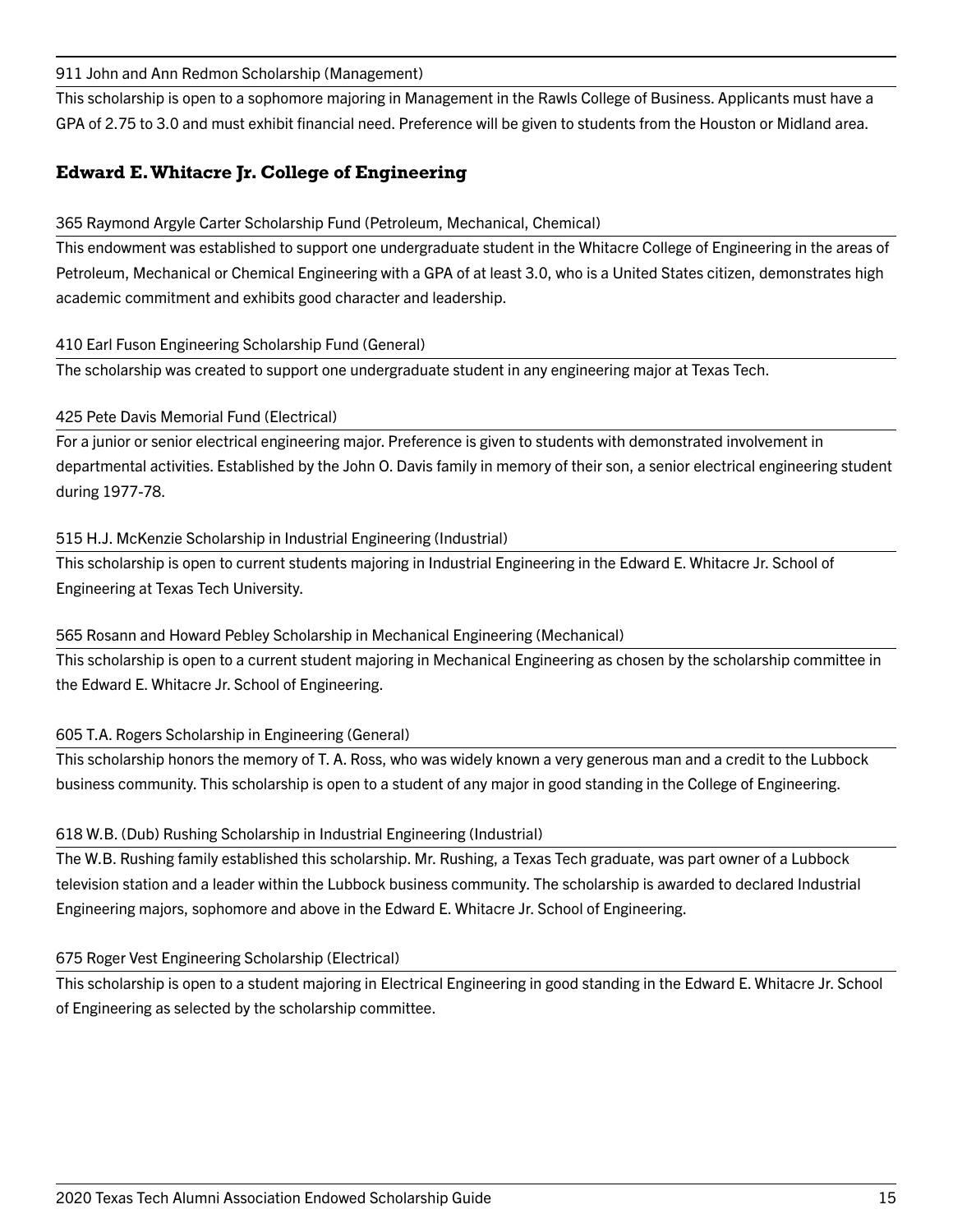911 John and Ann Redmon Scholarship (Management)

This scholarship is open to a sophomore majoring in Management in the Rawls College of Business. Applicants must have a GPA of 2.75 to 3.0 and must exhibit financial need. Preference will be given to students from the Houston or Midland area.

## Edward E. Whitacre Jr. College of Engineering

365 Raymond Argyle Carter Scholarship Fund (Petroleum, Mechanical, Chemical)

This endowment was established to support one undergraduate student in the Whitacre College of Engineering in the areas of Petroleum, Mechanical or Chemical Engineering with a GPA of at least 3.0, who is a United States citizen, demonstrates high academic commitment and exhibits good character and leadership.

410 Earl Fuson Engineering Scholarship Fund (General)

The scholarship was created to support one undergraduate student in any engineering major at Texas Tech.

425 Pete Davis Memorial Fund (Electrical)

For a junior or senior electrical engineering major. Preference is given to students with demonstrated involvement in departmental activities. Established by the John O. Davis family in memory of their son, a senior electrical engineering student during 1977-78.

515 H.J. McKenzie Scholarship in Industrial Engineering (Industrial)

This scholarship is open to current students majoring in Industrial Engineering in the Edward E. Whitacre Jr. School of Engineering at Texas Tech University.

565 Rosann and Howard Pebley Scholarship in Mechanical Engineering (Mechanical)

This scholarship is open to a current student majoring in Mechanical Engineering as chosen by the scholarship committee in the Edward E. Whitacre Jr. School of Engineering.

605 T.A. Rogers Scholarship in Engineering (General)

This scholarship honors the memory of T. A. Ross, who was widely known a very generous man and a credit to the Lubbock business community. This scholarship is open to a student of any major in good standing in the College of Engineering.

618 W.B. (Dub) Rushing Scholarship in Industrial Engineering (Industrial)

The W.B. Rushing family established this scholarship. Mr. Rushing, a Texas Tech graduate, was part owner of a Lubbock television station and a leader within the Lubbock business community. The scholarship is awarded to declared Industrial Engineering majors, sophomore and above in the Edward E. Whitacre Jr. School of Engineering.

675 Roger Vest Engineering Scholarship (Electrical)

This scholarship is open to a student majoring in Electrical Engineering in good standing in the Edward E. Whitacre Jr. School of Engineering as selected by the scholarship committee.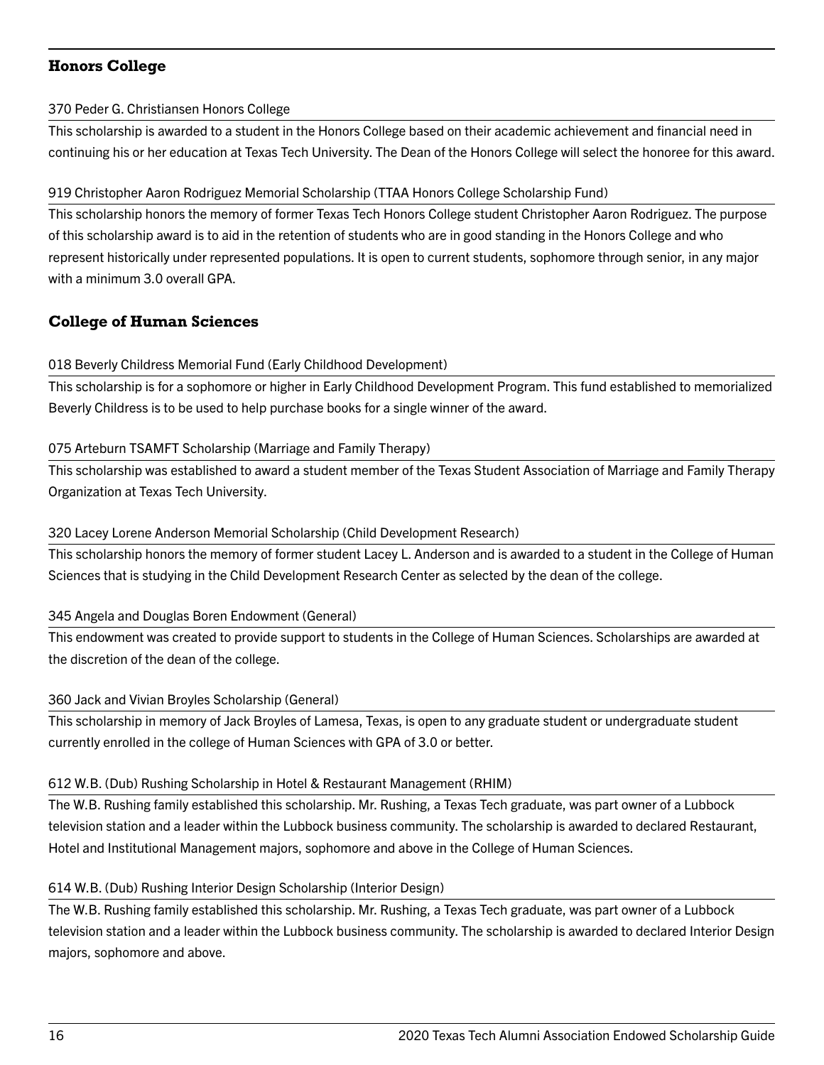## Honors College

370 Peder G. Christiansen Honors College

This scholarship is awarded to a student in the Honors College based on their academic achievement and financial need in continuing his or her education at Texas Tech University. The Dean of the Honors College will select the honoree for this award.

919 Christopher Aaron Rodriguez Memorial Scholarship (TTAA Honors College Scholarship Fund)

This scholarship honors the memory of former Texas Tech Honors College student Christopher Aaron Rodriguez. The purpose of this scholarship award is to aid in the retention of students who are in good standing in the Honors College and who represent historically under represented populations. It is open to current students, sophomore through senior, in any major with a minimum 3.0 overall GPA.

## College of Human Sciences

018 Beverly Childress Memorial Fund (Early Childhood Development)

This scholarship is for a sophomore or higher in Early Childhood Development Program. This fund established to memorialized Beverly Childress is to be used to help purchase books for a single winner of the award.

075 Arteburn TSAMFT Scholarship (Marriage and Family Therapy)

This scholarship was established to award a student member of the Texas Student Association of Marriage and Family Therapy Organization at Texas Tech University.

320 Lacey Lorene Anderson Memorial Scholarship (Child Development Research)

This scholarship honors the memory of former student Lacey L. Anderson and is awarded to a student in the College of Human Sciences that is studying in the Child Development Research Center as selected by the dean of the college.

345 Angela and Douglas Boren Endowment (General)

This endowment was created to provide support to students in the College of Human Sciences. Scholarships are awarded at the discretion of the dean of the college.

360 Jack and Vivian Broyles Scholarship (General)

This scholarship in memory of Jack Broyles of Lamesa, Texas, is open to any graduate student or undergraduate student currently enrolled in the college of Human Sciences with GPA of 3.0 or better.

612 W.B. (Dub) Rushing Scholarship in Hotel & Restaurant Management (RHIM)

The W.B. Rushing family established this scholarship. Mr. Rushing, a Texas Tech graduate, was part owner of a Lubbock television station and a leader within the Lubbock business community. The scholarship is awarded to declared Restaurant, Hotel and Institutional Management majors, sophomore and above in the College of Human Sciences.

614 W.B. (Dub) Rushing Interior Design Scholarship (Interior Design)

The W.B. Rushing family established this scholarship. Mr. Rushing, a Texas Tech graduate, was part owner of a Lubbock television station and a leader within the Lubbock business community. The scholarship is awarded to declared Interior Design majors, sophomore and above.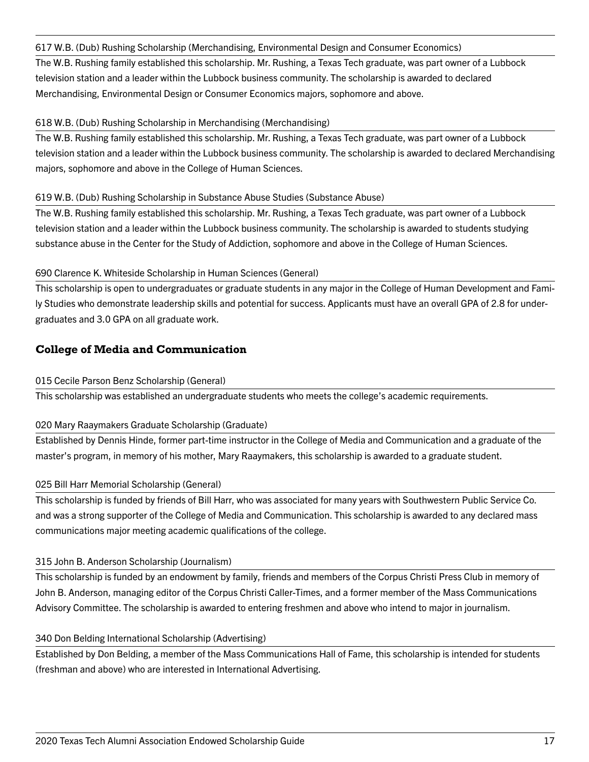617 W.B. (Dub) Rushing Scholarship (Merchandising, Environmental Design and Consumer Economics)

The W.B. Rushing family established this scholarship. Mr. Rushing, a Texas Tech graduate, was part owner of a Lubbock television station and a leader within the Lubbock business community. The scholarship is awarded to declared Merchandising, Environmental Design or Consumer Economics majors, sophomore and above.

618 W.B. (Dub) Rushing Scholarship in Merchandising (Merchandising)

The W.B. Rushing family established this scholarship. Mr. Rushing, a Texas Tech graduate, was part owner of a Lubbock television station and a leader within the Lubbock business community. The scholarship is awarded to declared Merchandising majors, sophomore and above in the College of Human Sciences.

619 W.B. (Dub) Rushing Scholarship in Substance Abuse Studies (Substance Abuse)

The W.B. Rushing family established this scholarship. Mr. Rushing, a Texas Tech graduate, was part owner of a Lubbock television station and a leader within the Lubbock business community. The scholarship is awarded to students studying substance abuse in the Center for the Study of Addiction, sophomore and above in the College of Human Sciences.

690 Clarence K. Whiteside Scholarship in Human Sciences (General)

This scholarship is open to undergraduates or graduate students in any major in the College of Human Development and Family Studies who demonstrate leadership skills and potential for success. Applicants must have an overall GPA of 2.8 for undergraduates and 3.0 GPA on all graduate work.

## College of Media and Communication

015 Cecile Parson Benz Scholarship (General)

This scholarship was established an undergraduate students who meets the college's academic requirements.

020 Mary Raaymakers Graduate Scholarship (Graduate)

Established by Dennis Hinde, former part-time instructor in the College of Media and Communication and a graduate of the master's program, in memory of his mother, Mary Raaymakers, this scholarship is awarded to a graduate student.

025 Bill Harr Memorial Scholarship (General)

This scholarship is funded by friends of Bill Harr, who was associated for many years with Southwestern Public Service Co. and was a strong supporter of the College of Media and Communication. This scholarship is awarded to any declared mass communications major meeting academic qualifications of the college.

315 John B. Anderson Scholarship (Journalism)

This scholarship is funded by an endowment by family, friends and members of the Corpus Christi Press Club in memory of John B. Anderson, managing editor of the Corpus Christi Caller-Times, and a former member of the Mass Communications Advisory Committee. The scholarship is awarded to entering freshmen and above who intend to major in journalism.

340 Don Belding International Scholarship (Advertising)

Established by Don Belding, a member of the Mass Communications Hall of Fame, this scholarship is intended for students (freshman and above) who are interested in International Advertising.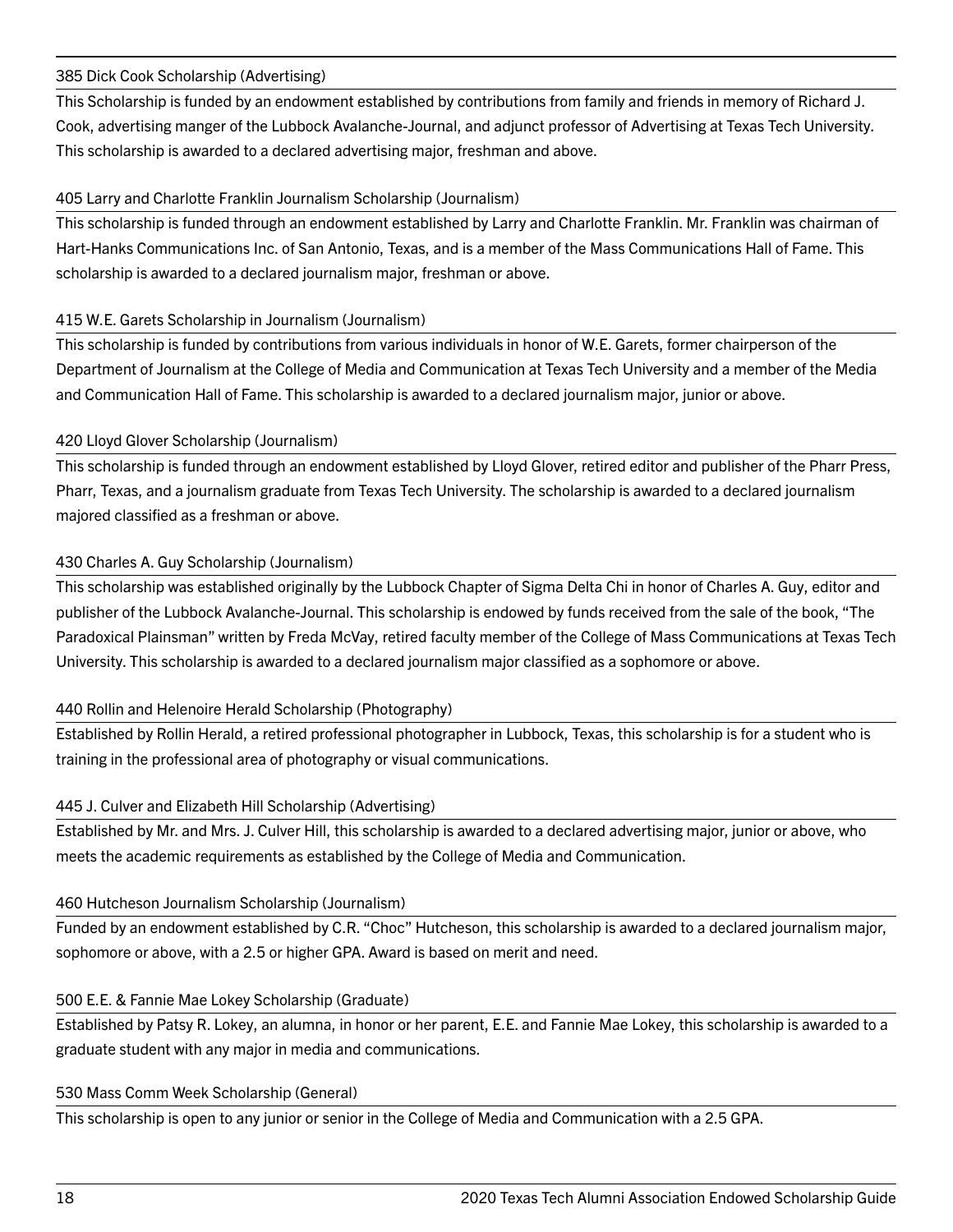### 385 Dick Cook Scholarship (Advertising)

This Scholarship is funded by an endowment established by contributions from family and friends in memory of Richard J. Cook, advertising manger of the Lubbock Avalanche-Journal, and adjunct professor of Advertising at Texas Tech University. This scholarship is awarded to a declared advertising major, freshman and above.

### 405 Larry and Charlotte Franklin Journalism Scholarship (Journalism)

This scholarship is funded through an endowment established by Larry and Charlotte Franklin. Mr. Franklin was chairman of Hart-Hanks Communications Inc. of San Antonio, Texas, and is a member of the Mass Communications Hall of Fame. This scholarship is awarded to a declared journalism major, freshman or above.

### 415 W.E. Garets Scholarship in Journalism (Journalism)

This scholarship is funded by contributions from various individuals in honor of W.E. Garets, former chairperson of the Department of Journalism at the College of Media and Communication at Texas Tech University and a member of the Media and Communication Hall of Fame. This scholarship is awarded to a declared journalism major, junior or above.

### 420 Lloyd Glover Scholarship (Journalism)

This scholarship is funded through an endowment established by Lloyd Glover, retired editor and publisher of the Pharr Press, Pharr, Texas, and a journalism graduate from Texas Tech University. The scholarship is awarded to a declared journalism majored classified as a freshman or above.

### 430 Charles A. Guy Scholarship (Journalism)

This scholarship was established originally by the Lubbock Chapter of Sigma Delta Chi in honor of Charles A. Guy, editor and publisher of the Lubbock Avalanche-Journal. This scholarship is endowed by funds received from the sale of the book, "The Paradoxical Plainsman" written by Freda McVay, retired faculty member of the College of Mass Communications at Texas Tech University. This scholarship is awarded to a declared journalism major classified as a sophomore or above.

### 440 Rollin and Helenoire Herald Scholarship (Photography)

Established by Rollin Herald, a retired professional photographer in Lubbock, Texas, this scholarship is for a student who is training in the professional area of photography or visual communications.

### 445 J. Culver and Elizabeth Hill Scholarship (Advertising)

Established by Mr. and Mrs. J. Culver Hill, this scholarship is awarded to a declared advertising major, junior or above, who meets the academic requirements as established by the College of Media and Communication.

### 460 Hutcheson Journalism Scholarship (Journalism)

Funded by an endowment established by C.R. "Choc" Hutcheson, this scholarship is awarded to a declared journalism major, sophomore or above, with a 2.5 or higher GPA. Award is based on merit and need.

### 500 E.E. & Fannie Mae Lokey Scholarship (Graduate)

Established by Patsy R. Lokey, an alumna, in honor or her parent, E.E. and Fannie Mae Lokey, this scholarship is awarded to a graduate student with any major in media and communications.

### 530 Mass Comm Week Scholarship (General)

This scholarship is open to any junior or senior in the College of Media and Communication with a 2.5 GPA.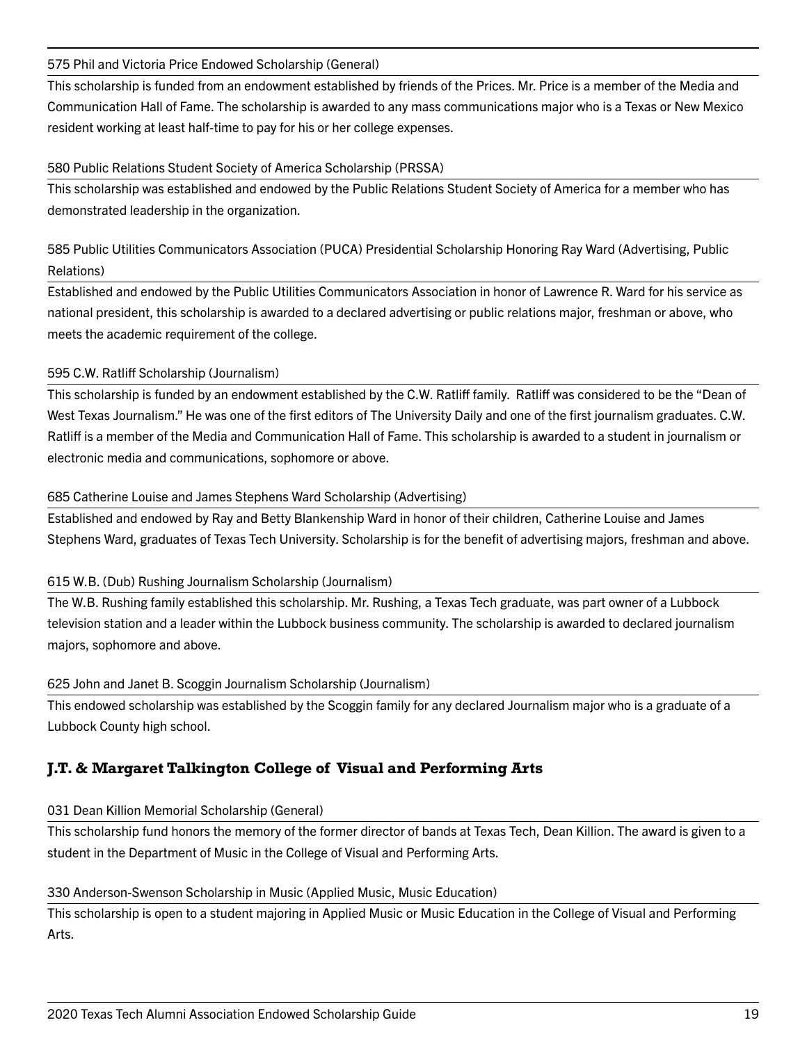575 Phil and Victoria Price Endowed Scholarship (General)

This scholarship is funded from an endowment established by friends of the Prices. Mr. Price is a member of the Media and Communication Hall of Fame. The scholarship is awarded to any mass communications major who is a Texas or New Mexico resident working at least half-time to pay for his or her college expenses.

580 Public Relations Student Society of America Scholarship (PRSSA)

This scholarship was established and endowed by the Public Relations Student Society of America for a member who has demonstrated leadership in the organization.

585 Public Utilities Communicators Association (PUCA) Presidential Scholarship Honoring Ray Ward (Advertising, Public Relations)

Established and endowed by the Public Utilities Communicators Association in honor of Lawrence R. Ward for his service as national president, this scholarship is awarded to a declared advertising or public relations major, freshman or above, who meets the academic requirement of the college.

595 C.W. Ratliff Scholarship (Journalism)

This scholarship is funded by an endowment established by the C.W. Ratliff family. Ratliff was considered to be the "Dean of West Texas Journalism." He was one of the first editors of The University Daily and one of the first journalism graduates. C.W. Ratliff is a member of the Media and Communication Hall of Fame. This scholarship is awarded to a student in journalism or electronic media and communications, sophomore or above.

685 Catherine Louise and James Stephens Ward Scholarship (Advertising)

Established and endowed by Ray and Betty Blankenship Ward in honor of their children, Catherine Louise and James Stephens Ward, graduates of Texas Tech University. Scholarship is for the benefit of advertising majors, freshman and above.

615 W.B. (Dub) Rushing Journalism Scholarship (Journalism)

The W.B. Rushing family established this scholarship. Mr. Rushing, a Texas Tech graduate, was part owner of a Lubbock television station and a leader within the Lubbock business community. The scholarship is awarded to declared journalism majors, sophomore and above.

625 John and Janet B. Scoggin Journalism Scholarship (Journalism)

This endowed scholarship was established by the Scoggin family for any declared Journalism major who is a graduate of a Lubbock County high school.

## J.T. & Margaret Talkington College of Visual and Performing Arts

031 Dean Killion Memorial Scholarship (General)

This scholarship fund honors the memory of the former director of bands at Texas Tech, Dean Killion. The award is given to a student in the Department of Music in the College of Visual and Performing Arts.

330 Anderson-Swenson Scholarship in Music (Applied Music, Music Education)

This scholarship is open to a student majoring in Applied Music or Music Education in the College of Visual and Performing Arts.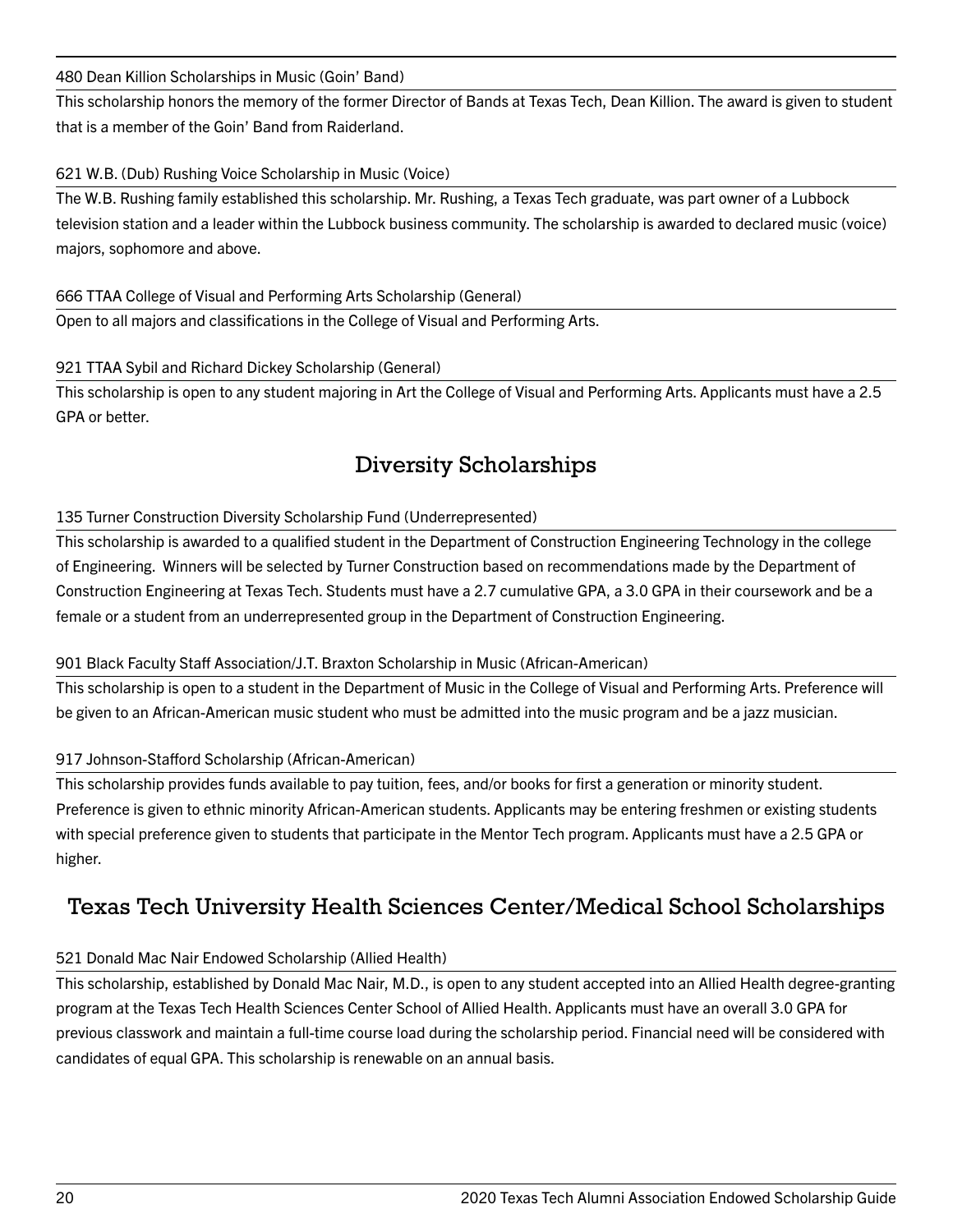480 Dean Killion Scholarships in Music (Goin' Band)

This scholarship honors the memory of the former Director of Bands at Texas Tech, Dean Killion. The award is given to student that is a member of the Goin' Band from Raiderland.

621 W.B. (Dub) Rushing Voice Scholarship in Music (Voice)

The W.B. Rushing family established this scholarship. Mr. Rushing, a Texas Tech graduate, was part owner of a Lubbock television station and a leader within the Lubbock business community. The scholarship is awarded to declared music (voice) majors, sophomore and above.

666 TTAA College of Visual and Performing Arts Scholarship (General)

Open to all majors and classifications in the College of Visual and Performing Arts.

921 TTAA Sybil and Richard Dickey Scholarship (General)

This scholarship is open to any student majoring in Art the College of Visual and Performing Arts. Applicants must have a 2.5 GPA or better.

## Diversity Scholarships

135 Turner Construction Diversity Scholarship Fund (Underrepresented)

This scholarship is awarded to a qualified student in the Department of Construction Engineering Technology in the college of Engineering. Winners will be selected by Turner Construction based on recommendations made by the Department of Construction Engineering at Texas Tech. Students must have a 2.7 cumulative GPA, a 3.0 GPA in their coursework and be a female or a student from an underrepresented group in the Department of Construction Engineering.

901 Black Faculty Staff Association/J.T. Braxton Scholarship in Music (African-American)

This scholarship is open to a student in the Department of Music in the College of Visual and Performing Arts. Preference will be given to an African-American music student who must be admitted into the music program and be a jazz musician.

917 Johnson-Stafford Scholarship (African-American)

This scholarship provides funds available to pay tuition, fees, and/or books for first a generation or minority student. Preference is given to ethnic minority African-American students. Applicants may be entering freshmen or existing students with special preference given to students that participate in the Mentor Tech program. Applicants must have a 2.5 GPA or higher.

## Texas Tech University Health Sciences Center/Medical School Scholarships

521 Donald Mac Nair Endowed Scholarship (Allied Health)

This scholarship, established by Donald Mac Nair, M.D., is open to any student accepted into an Allied Health degree-granting program at the Texas Tech Health Sciences Center School of Allied Health. Applicants must have an overall 3.0 GPA for previous classwork and maintain a full-time course load during the scholarship period. Financial need will be considered with candidates of equal GPA. This scholarship is renewable on an annual basis.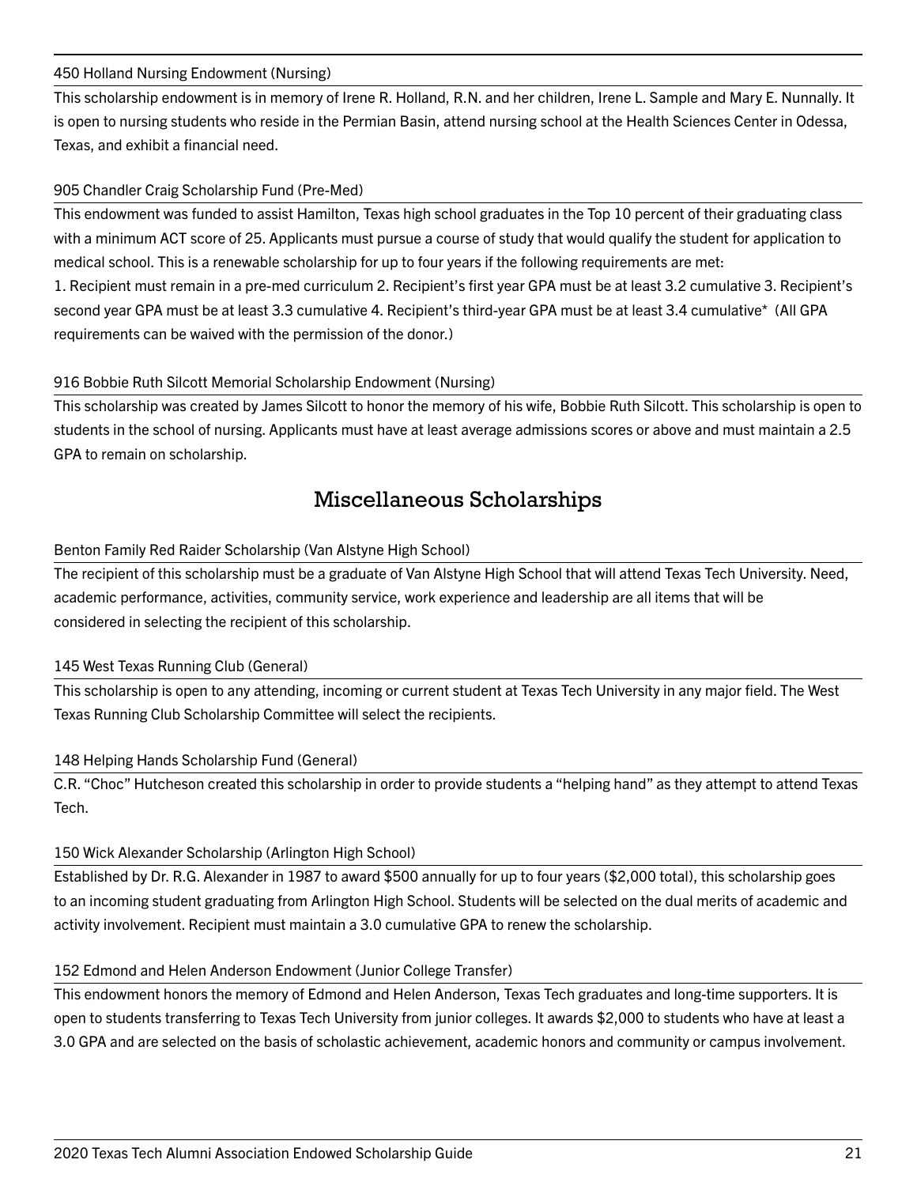450 Holland Nursing Endowment (Nursing)

This scholarship endowment is in memory of Irene R. Holland, R.N. and her children, Irene L. Sample and Mary E. Nunnally. It is open to nursing students who reside in the Permian Basin, attend nursing school at the Health Sciences Center in Odessa, Texas, and exhibit a financial need.

905 Chandler Craig Scholarship Fund (Pre-Med)

This endowment was funded to assist Hamilton, Texas high school graduates in the Top 10 percent of their graduating class with a minimum ACT score of 25. Applicants must pursue a course of study that would qualify the student for application to medical school. This is a renewable scholarship for up to four years if the following requirements are met:
1. Recipient must remain in a pre-med curriculum 2. Recipient's first year GPA must be at least 3.2 cumulative 3. Recipient's second year GPA must be at least 3.3 cumulative 4. Recipient's third-year GPA must be at least 3.4 cumulative* (All GPA requirements can be waived with the permission of the donor.)

916 Bobbie Ruth Silcott Memorial Scholarship Endowment (Nursing)

This scholarship was created by James Silcott to honor the memory of his wife, Bobbie Ruth Silcott. This scholarship is open to students in the school of nursing. Applicants must have at least average admissions scores or above and must maintain a 2.5 GPA to remain on scholarship.

## Miscellaneous Scholarships

Benton Family Red Raider Scholarship (Van Alstyne High School)

The recipient of this scholarship must be a graduate of Van Alstyne High School that will attend Texas Tech University. Need, academic performance, activities, community service, work experience and leadership are all items that will be considered in selecting the recipient of this scholarship.

145 West Texas Running Club (General)

This scholarship is open to any attending, incoming or current student at Texas Tech University in any major field. The West Texas Running Club Scholarship Committee will select the recipients.

148 Helping Hands Scholarship Fund (General)

C.R. "Choc" Hutcheson created this scholarship in order to provide students a "helping hand" as they attempt to attend Texas Tech.

150 Wick Alexander Scholarship (Arlington High School)

Established by Dr. R.G. Alexander in 1987 to award $500 annually for up to four years ($2,000 total), this scholarship goes to an incoming student graduating from Arlington High School. Students will be selected on the dual merits of academic and activity involvement. Recipient must maintain a 3.0 cumulative GPA to renew the scholarship.

152 Edmond and Helen Anderson Endowment (Junior College Transfer)

This endowment honors the memory of Edmond and Helen Anderson, Texas Tech graduates and long-time supporters. It is open to students transferring to Texas Tech University from junior colleges. It awards $2,000 to students who have at least a 3.0 GPA and are selected on the basis of scholastic achievement, academic honors and community or campus involvement.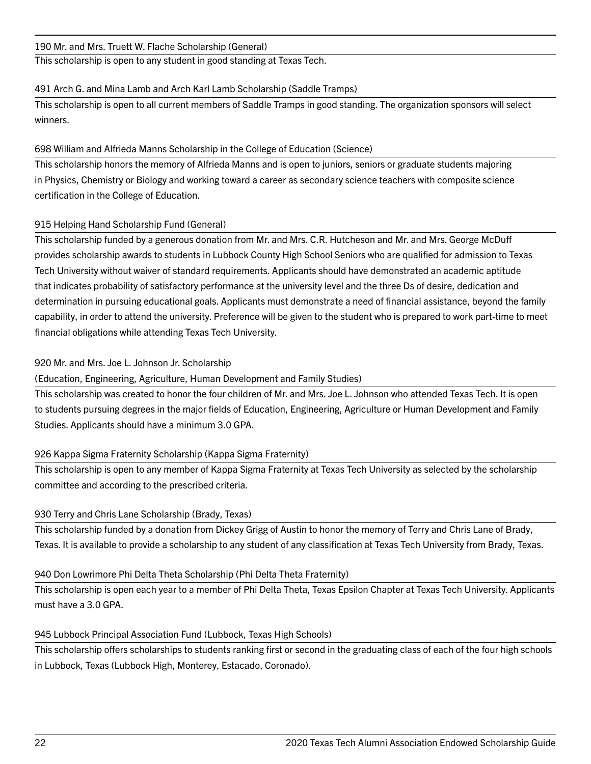### 190 Mr. and Mrs. Truett W. Flache Scholarship (General)

This scholarship is open to any student in good standing at Texas Tech.

### 491 Arch G. and Mina Lamb and Arch Karl Lamb Scholarship (Saddle Tramps)

This scholarship is open to all current members of Saddle Tramps in good standing. The organization sponsors will select winners.

### 698 William and Alfrieda Manns Scholarship in the College of Education (Science)

This scholarship honors the memory of Alfrieda Manns and is open to juniors, seniors or graduate students majoring in Physics, Chemistry or Biology and working toward a career as secondary science teachers with composite science certification in the College of Education.

### 915 Helping Hand Scholarship Fund (General)

This scholarship funded by a generous donation from Mr. and Mrs. C.R. Hutcheson and Mr. and Mrs. George McDuff provides scholarship awards to students in Lubbock County High School Seniors who are qualified for admission to Texas Tech University without waiver of standard requirements. Applicants should have demonstrated an academic aptitude that indicates probability of satisfactory performance at the university level and the three Ds of desire, dedication and determination in pursuing educational goals. Applicants must demonstrate a need of financial assistance, beyond the family capability, in order to attend the university. Preference will be given to the student who is prepared to work part-time to meet financial obligations while attending Texas Tech University.

### 920 Mr. and Mrs. Joe L. Johnson Jr. Scholarship (Education, Engineering, Agriculture, Human Development and Family Studies)

This scholarship was created to honor the four children of Mr. and Mrs. Joe L. Johnson who attended Texas Tech. It is open to students pursuing degrees in the major fields of Education, Engineering, Agriculture or Human Development and Family Studies. Applicants should have a minimum 3.0 GPA.

### 926 Kappa Sigma Fraternity Scholarship (Kappa Sigma Fraternity)

This scholarship is open to any member of Kappa Sigma Fraternity at Texas Tech University as selected by the scholarship committee and according to the prescribed criteria.

### 930 Terry and Chris Lane Scholarship (Brady, Texas)

This scholarship funded by a donation from Dickey Grigg of Austin to honor the memory of Terry and Chris Lane of Brady, Texas. It is available to provide a scholarship to any student of any classification at Texas Tech University from Brady, Texas.

### 940 Don Lowrimore Phi Delta Theta Scholarship (Phi Delta Theta Fraternity)

This scholarship is open each year to a member of Phi Delta Theta, Texas Epsilon Chapter at Texas Tech University. Applicants must have a 3.0 GPA.

### 945 Lubbock Principal Association Fund (Lubbock, Texas High Schools)

This scholarship offers scholarships to students ranking first or second in the graduating class of each of the four high schools in Lubbock, Texas (Lubbock High, Monterey, Estacado, Coronado).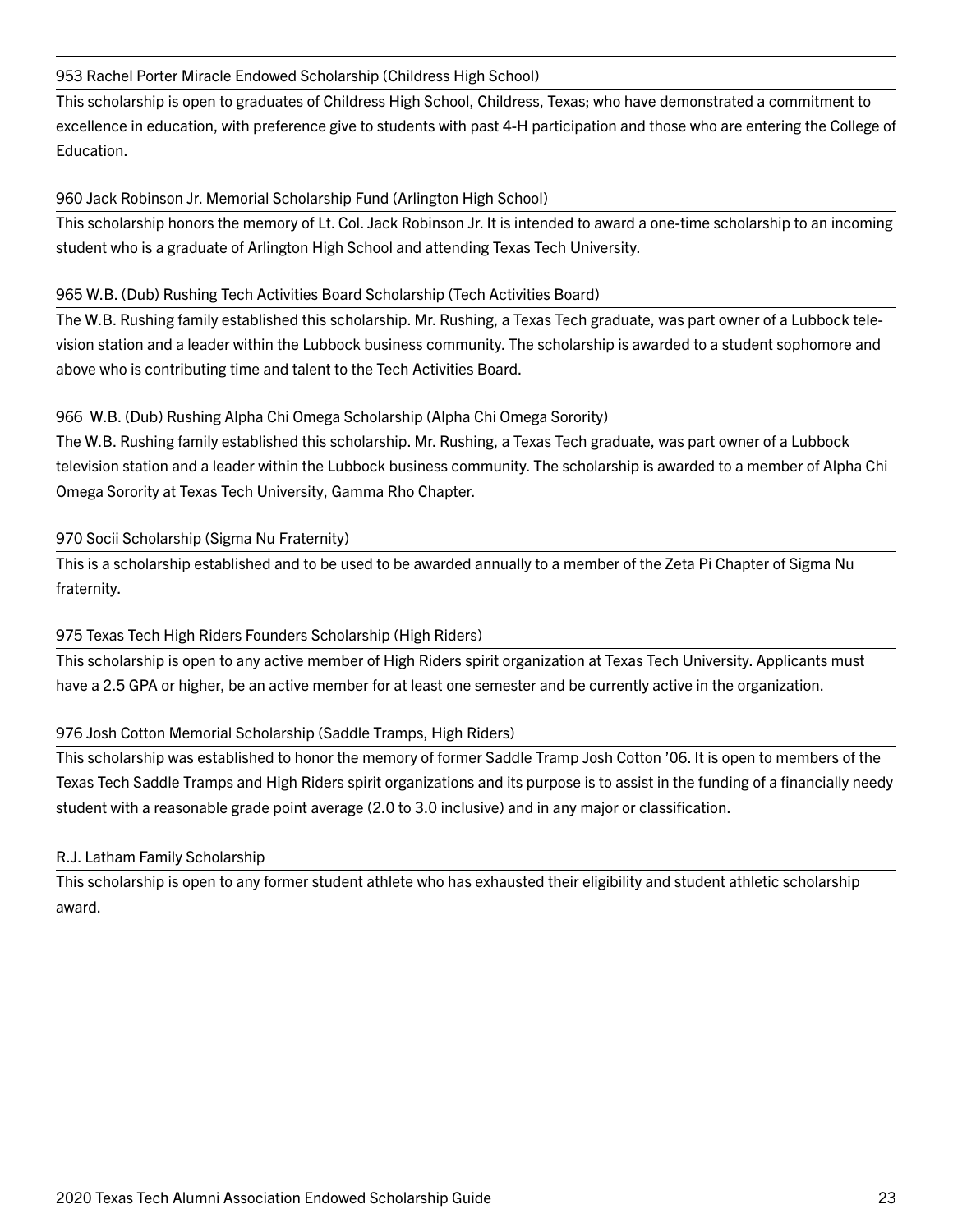### 953 Rachel Porter Miracle Endowed Scholarship (Childress High School)

This scholarship is open to graduates of Childress High School, Childress, Texas; who have demonstrated a commitment to excellence in education, with preference give to students with past 4-H participation and those who are entering the College of Education.

### 960 Jack Robinson Jr. Memorial Scholarship Fund (Arlington High School)

This scholarship honors the memory of Lt. Col. Jack Robinson Jr. It is intended to award a one-time scholarship to an incoming student who is a graduate of Arlington High School and attending Texas Tech University.

### 965 W.B. (Dub) Rushing Tech Activities Board Scholarship (Tech Activities Board)

The W.B. Rushing family established this scholarship. Mr. Rushing, a Texas Tech graduate, was part owner of a Lubbock television station and a leader within the Lubbock business community. The scholarship is awarded to a student sophomore and above who is contributing time and talent to the Tech Activities Board.

### 966 W.B. (Dub) Rushing Alpha Chi Omega Scholarship (Alpha Chi Omega Sorority)

The W.B. Rushing family established this scholarship. Mr. Rushing, a Texas Tech graduate, was part owner of a Lubbock television station and a leader within the Lubbock business community. The scholarship is awarded to a member of Alpha Chi Omega Sorority at Texas Tech University, Gamma Rho Chapter.

### 970 Socii Scholarship (Sigma Nu Fraternity)

This is a scholarship established and to be used to be awarded annually to a member of the Zeta Pi Chapter of Sigma Nu fraternity.

### 975 Texas Tech High Riders Founders Scholarship (High Riders)

This scholarship is open to any active member of High Riders spirit organization at Texas Tech University. Applicants must have a 2.5 GPA or higher, be an active member for at least one semester and be currently active in the organization.

### 976 Josh Cotton Memorial Scholarship (Saddle Tramps, High Riders)

This scholarship was established to honor the memory of former Saddle Tramp Josh Cotton '06. It is open to members of the Texas Tech Saddle Tramps and High Riders spirit organizations and its purpose is to assist in the funding of a financially needy student with a reasonable grade point average (2.0 to 3.0 inclusive) and in any major or classification.

### R.J. Latham Family Scholarship

This scholarship is open to any former student athlete who has exhausted their eligibility and student athletic scholarship award.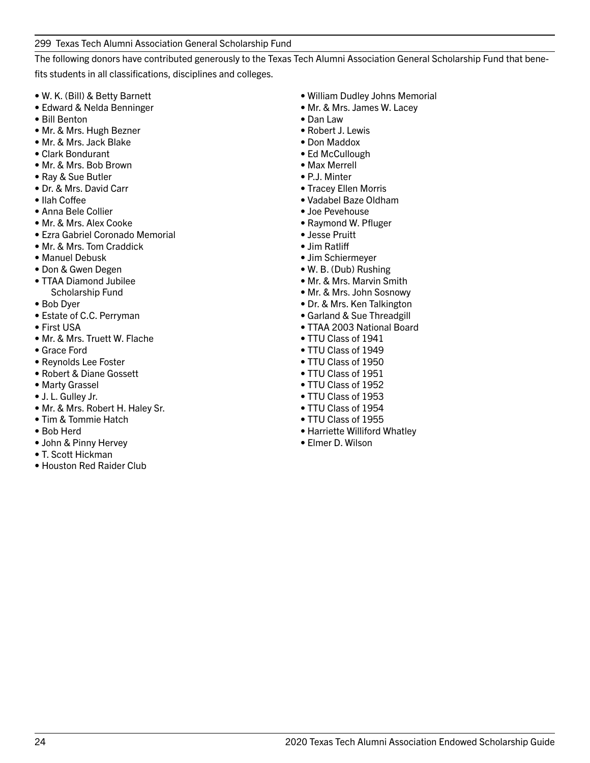## 299 Texas Tech Alumni Association General Scholarship Fund

The following donors have contributed generously to the Texas Tech Alumni Association General Scholarship Fund that benefits students in all classifications, disciplines and colleges.

- W. K. (Bill) & Betty Barnett
- Edward & Nelda Benninger
- Bill Benton
- Mr. & Mrs. Hugh Bezner
- Mr. & Mrs. Jack Blake
- Clark Bondurant
- Mr. & Mrs. Bob Brown
- Ray & Sue Butler
- Dr. & Mrs. David Carr
- Ilah Coffee
- Anna Bele Collier
- Mr. & Mrs. Alex Cooke
- Ezra Gabriel Coronado Memorial
- Mr. & Mrs. Tom Craddick
- Manuel Debusk
- Don & Gwen Degen
- TTAA Diamond Jubilee Scholarship Fund
- Bob Dyer
- Estate of C.C. Perryman
- First USA
- Mr. & Mrs. Truett W. Flache
- Grace Ford
- Reynolds Lee Foster
- Robert & Diane Gossett
- Marty Grassel
- J. L. Gulley Jr.
- Mr. & Mrs. Robert H. Haley Sr.
- Tim & Tommie Hatch
- Bob Herd
- John & Pinny Hervey
- T. Scott Hickman
- Houston Red Raider Club
- William Dudley Johns Memorial
- Mr. & Mrs. James W. Lacey
- Dan Law
- Robert J. Lewis
- Don Maddox
- Ed McCullough
- Max Merrell
- P.J. Minter
- Tracey Ellen Morris
- Vadabel Baze Oldham
- Joe Pevehouse
- Raymond W. Pfluger
- Jesse Pruitt
- Jim Ratliff
- Jim Schiermeyer
- W. B. (Dub) Rushing
- Mr. & Mrs. Marvin Smith
- Mr. & Mrs. John Sosnowy
- Dr. & Mrs. Ken Talkington
- Garland & Sue Threadgill
- TTAA 2003 National Board
- TTU Class of 1941
- TTU Class of 1949
- TTU Class of 1950
- TTU Class of 1951
- TTU Class of 1952
- TTU Class of 1953
- TTU Class of 1954
- TTU Class of 1955
- Harriette Williford Whatley
- Elmer D. Wilson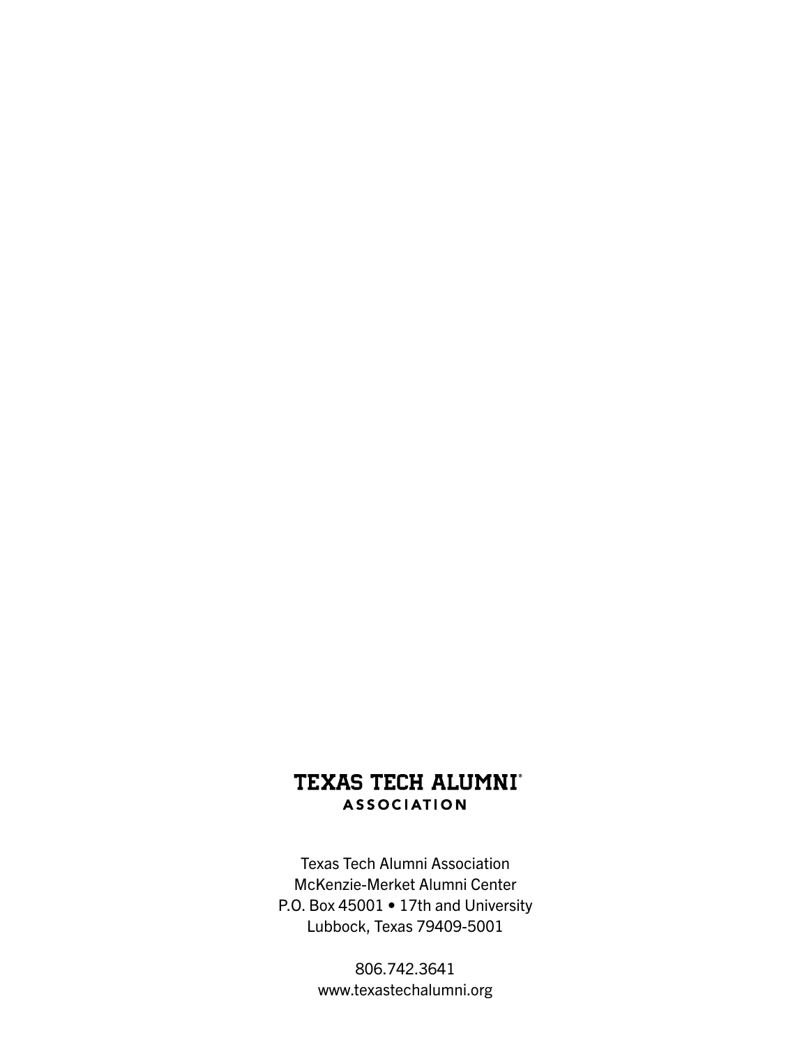**TEXAS TECH ALUMNI®**
**ASSOCIATION**

Texas Tech Alumni Association
McKenzie-Merket Alumni Center
P.O. Box 45001 • 17th and University
Lubbock, Texas 79409-5001

806.742.3641
www.texastechalumni.org